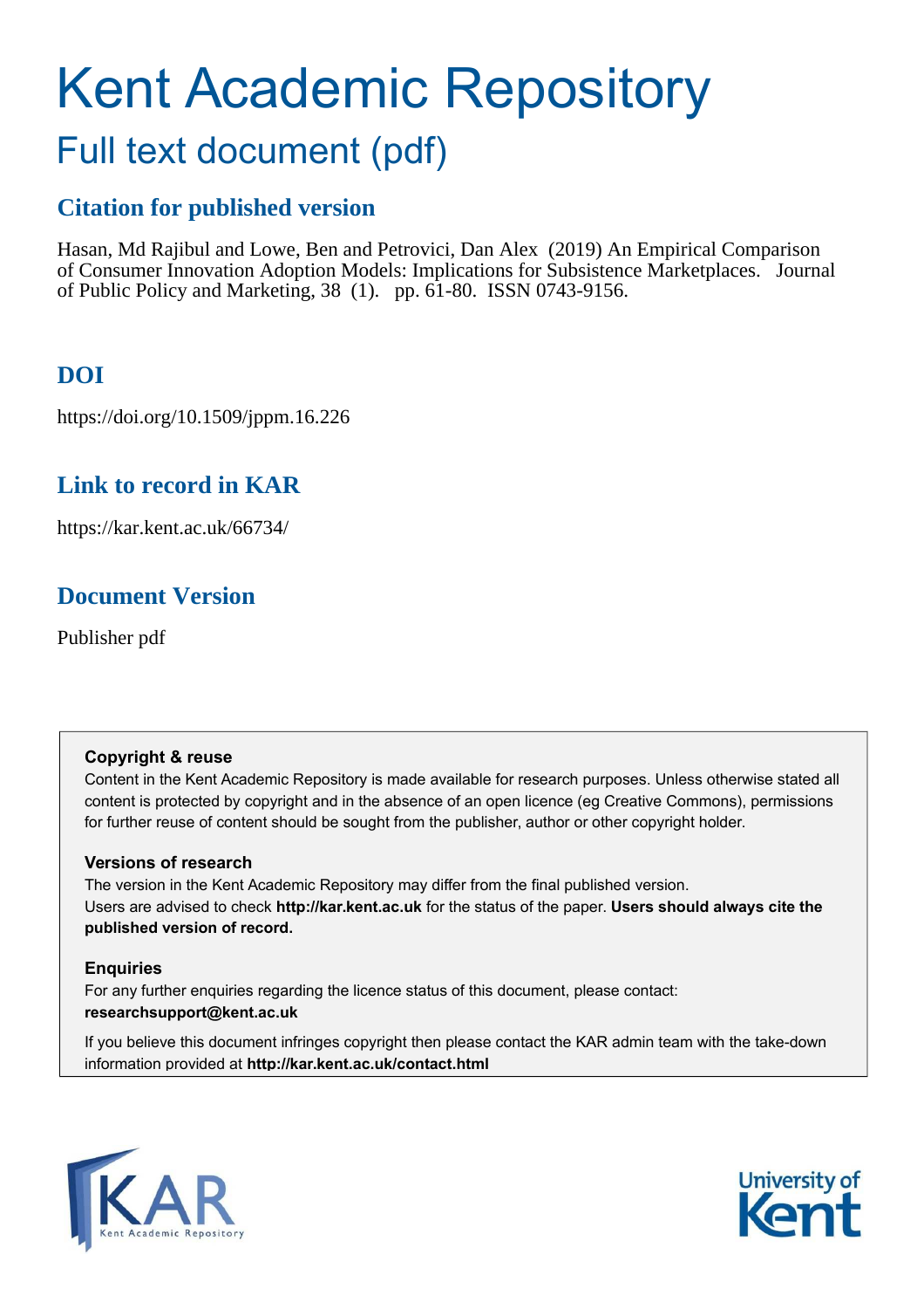# Kent Academic Repository

## Full text document (pdf)

### Citation for published version

Hasan, Md Rajibul and Lowe, Ben and Petrovici, Dan Alex (2019) An Empirical Comparison of Consumer Innovation Adoption Models: Implications for Subsistence Marketplaces. Journal of Public Policy and Marketing, 38 (1). pp. 61-80. ISSN 0743-9156.

### DOI

https://doi.org/10.1509/jppm.16.226

### Link to record in KAR

https://kar.kent.ac.uk/66734/

### Document Version

Publisher pdf

**Copyright & reuse**

Content in the Kent Academic Repository is made available for research purposes. Unless otherwise stated all content is protected by copyright and in the absence of an open licence (eg Creative Commons), permissions for further reuse of content should be sought from the publisher, author or other copyright holder.

**Versions of research**

The version in the Kent Academic Repository may differ from the final published version. Users are advised to check **http://kar.kent.ac.uk** for the status of the paper. **Users should always cite the published version of record.**

**Enquiries**

For any further enquiries regarding the licence status of this document, please contact: **researchsupport@kent.ac.uk**

If you believe this document infringes copyright then please contact the KAR admin team with the take-down information provided at **http://kar.kent.ac.uk/contact.html**

KAR Kent Academic Repository

University of Kent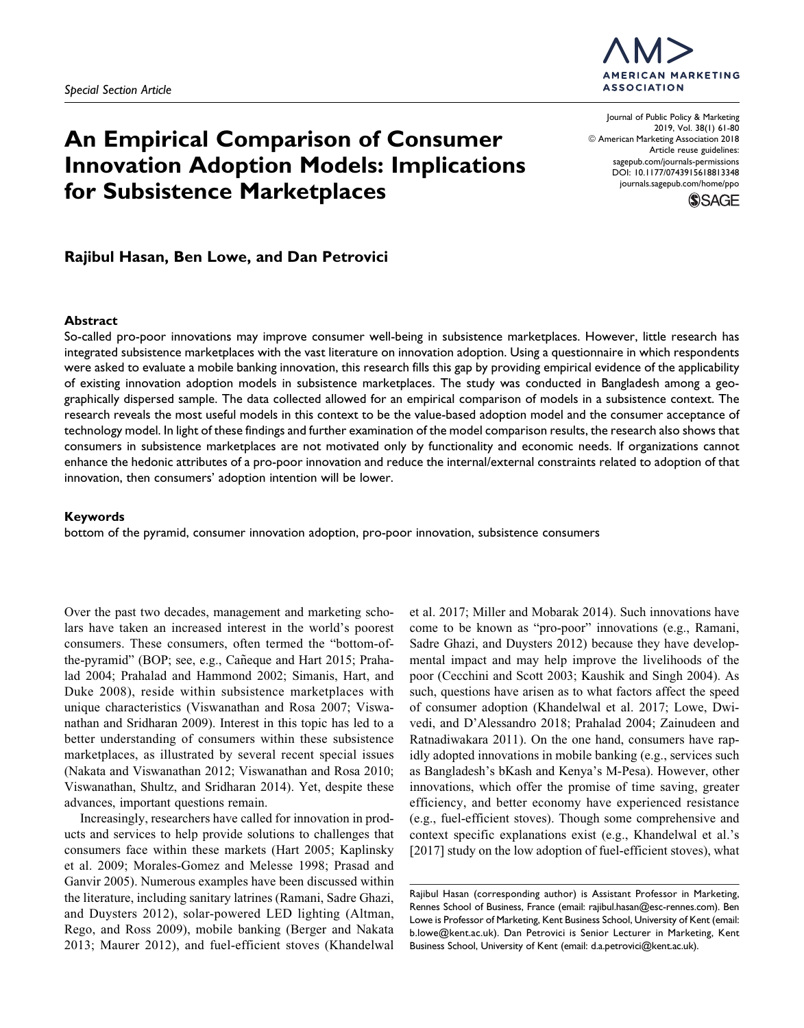Special Section Article

# An Empirical Comparison of Consumer Innovation Adoption Models: Implications for Subsistence Marketplaces

**Rajibul Hasan, Ben Lowe, and Dan Petrovici**

### Abstract

So-called pro-poor innovations may improve consumer well-being in subsistence marketplaces. However, little research has integrated subsistence marketplaces with the vast literature on innovation adoption. Using a questionnaire in which respondents were asked to evaluate a mobile banking innovation, this research fills this gap by providing empirical evidence of the applicability of existing innovation adoption models in subsistence marketplaces. The study was conducted in Bangladesh among a geographically dispersed sample. The data collected allowed for an empirical comparison of models in a subsistence context. The research reveals the most useful models in this context to be the value-based adoption model and the consumer acceptance of technology model. In light of these findings and further examination of the model comparison results, the research also shows that consumers in subsistence marketplaces are not motivated only by functionality and economic needs. If organizations cannot enhance the hedonic attributes of a pro-poor innovation and reduce the internal/external constraints related to adoption of that innovation, then consumers' adoption intention will be lower.

### Keywords

bottom of the pyramid, consumer innovation adoption, pro-poor innovation, subsistence consumers

Over the past two decades, management and marketing scholars have taken an increased interest in the world's poorest consumers. These consumers, often termed the "bottom-of-the-pyramid" (BOP; see, e.g., Cañeque and Hart 2015; Prahalad 2004; Prahalad and Hammond 2002; Simanis, Hart, and Duke 2008), reside within subsistence marketplaces with unique characteristics (Viswanathan and Rosa 2007; Viswanathan and Sridharan 2009). Interest in this topic has led to a better understanding of consumers within these subsistence marketplaces, as illustrated by several recent special issues (Nakata and Viswanathan 2012; Viswanathan and Rosa 2010; Viswanathan, Shultz, and Sridharan 2014). Yet, despite these advances, important questions remain.

Increasingly, researchers have called for innovation in products and services to help provide solutions to challenges that consumers face within these markets (Hart 2005; Kaplinsky et al. 2009; Morales-Gomez and Melesse 1998; Prasad and Ganvir 2005). Numerous examples have been discussed within the literature, including sanitary latrines (Ramani, Sadre Ghazi, and Duysters 2012), solar-powered LED lighting (Altman, Rego, and Ross 2009), mobile banking (Berger and Nakata 2013; Maurer 2012), and fuel-efficient stoves (Khandelwal et al. 2017; Miller and Mobarak 2014). Such innovations have come to be known as "pro-poor" innovations (e.g., Ramani, Sadre Ghazi, and Duysters 2012) because they have developmental impact and may help improve the livelihoods of the poor (Cecchini and Scott 2003; Kaushik and Singh 2004). As such, questions have arisen as to what factors affect the speed of consumer adoption (Khandelwal et al. 2017; Lowe, Dwivedi, and D'Alessandro 2018; Prahalad 2004; Zainudeen and Ratnadiwakara 2011). On the one hand, consumers have rapidly adopted innovations in mobile banking (e.g., services such as Bangladesh's bKash and Kenya's M-Pesa). However, other innovations, which offer the promise of time saving, greater efficiency, and better economy have experienced resistance (e.g., fuel-efficient stoves). Though some comprehensive and context specific explanations exist (e.g., Khandelwal et al.'s [2017] study on the low adoption of fuel-efficient stoves), what

Rajibul Hasan (corresponding author) is Assistant Professor in Marketing, Rennes School of Business, France (email: rajibul.hasan@esc-rennes.com). Ben Lowe is Professor of Marketing, Kent Business School, University of Kent (email: b.lowe@kent.ac.uk). Dan Petrovici is Senior Lecturer in Marketing, Kent Business School, University of Kent (email: d.a.petrovici@kent.ac.uk).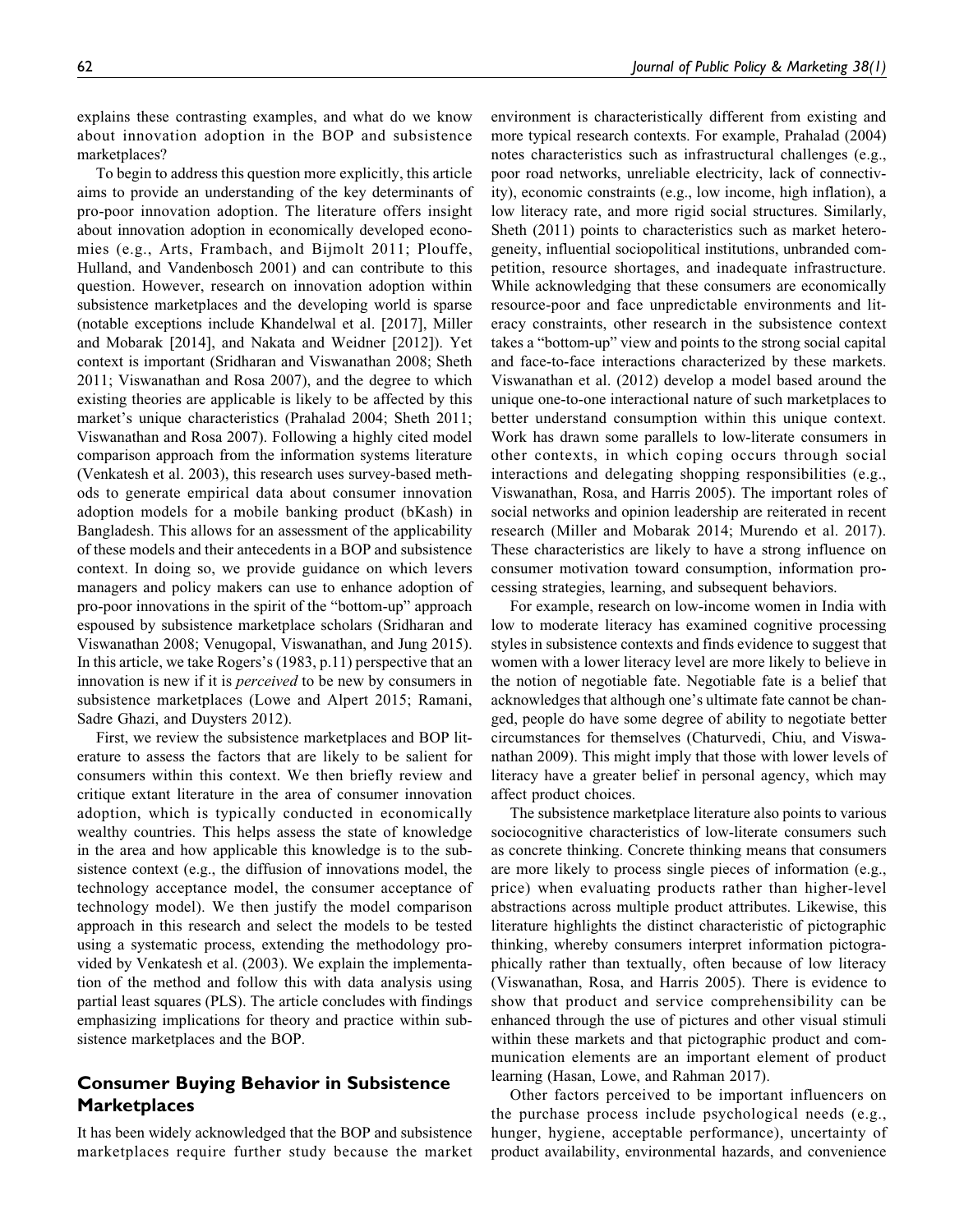explains these contrasting examples, and what do we know about innovation adoption in the BOP and subsistence marketplaces?

To begin to address this question more explicitly, this article aims to provide an understanding of the key determinants of pro-poor innovation adoption. The literature offers insight about innovation adoption in economically developed economies (e.g., Arts, Frambach, and Bijmolt 2011; Plouffe, Hulland, and Vandenbosch 2001) and can contribute to this question. However, research on innovation adoption within subsistence marketplaces and the developing world is sparse (notable exceptions include Khandelwal et al. [2017], Miller and Mobarak [2014], and Nakata and Weidner [2012]). Yet context is important (Sridharan and Viswanathan 2008; Sheth 2011; Viswanathan and Rosa 2007), and the degree to which existing theories are applicable is likely to be affected by this market's unique characteristics (Prahalad 2004; Sheth 2011; Viswanathan and Rosa 2007). Following a highly cited model comparison approach from the information systems literature (Venkatesh et al. 2003), this research uses survey-based methods to generate empirical data about consumer innovation adoption models for a mobile banking product (bKash) in Bangladesh. This allows for an assessment of the applicability of these models and their antecedents in a BOP and subsistence context. In doing so, we provide guidance on which levers managers and policy makers can use to enhance adoption of pro-poor innovations in the spirit of the "bottom-up" approach espoused by subsistence marketplace scholars (Sridharan and Viswanathan 2008; Venugopal, Viswanathan, and Jung 2015). In this article, we take Rogers's (1983, p.11) perspective that an innovation is new if it is *perceived* to be new by consumers in subsistence marketplaces (Lowe and Alpert 2015; Ramani, Sadre Ghazi, and Duysters 2012).

First, we review the subsistence marketplaces and BOP literature to assess the factors that are likely to be salient for consumers within this context. We then briefly review and critique extant literature in the area of consumer innovation adoption, which is typically conducted in economically wealthy countries. This helps assess the state of knowledge in the area and how applicable this knowledge is to the subsistence context (e.g., the diffusion of innovations model, the technology acceptance model, the consumer acceptance of technology model). We then justify the model comparison approach in this research and select the models to be tested using a systematic process, extending the methodology provided by Venkatesh et al. (2003). We explain the implementation of the method and follow this with data analysis using partial least squares (PLS). The article concludes with findings emphasizing implications for theory and practice within subsistence marketplaces and the BOP.

## Consumer Buying Behavior in Subsistence Marketplaces

It has been widely acknowledged that the BOP and subsistence marketplaces require further study because the market environment is characteristically different from existing and more typical research contexts. For example, Prahalad (2004) notes characteristics such as infrastructural challenges (e.g., poor road networks, unreliable electricity, lack of connectivity), economic constraints (e.g., low income, high inflation), a low literacy rate, and more rigid social structures. Similarly, Sheth (2011) points to characteristics such as market heterogeneity, influential sociopolitical institutions, unbranded competition, resource shortages, and inadequate infrastructure. While acknowledging that these consumers are economically resource-poor and face unpredictable environments and literacy constraints, other research in the subsistence context takes a "bottom-up" view and points to the strong social capital and face-to-face interactions characterized by these markets. Viswanathan et al. (2012) develop a model based around the unique one-to-one interactional nature of such marketplaces to better understand consumption within this unique context. Work has drawn some parallels to low-literate consumers in other contexts, in which coping occurs through social interactions and delegating shopping responsibilities (e.g., Viswanathan, Rosa, and Harris 2005). The important roles of social networks and opinion leadership are reiterated in recent research (Miller and Mobarak 2014; Murendo et al. 2017). These characteristics are likely to have a strong influence on consumer motivation toward consumption, information processing strategies, learning, and subsequent behaviors.

For example, research on low-income women in India with low to moderate literacy has examined cognitive processing styles in subsistence contexts and finds evidence to suggest that women with a lower literacy level are more likely to believe in the notion of negotiable fate. Negotiable fate is a belief that acknowledges that although one's ultimate fate cannot be changed, people do have some degree of ability to negotiate better circumstances for themselves (Chaturvedi, Chiu, and Viswanathan 2009). This might imply that those with lower levels of literacy have a greater belief in personal agency, which may affect product choices.

The subsistence marketplace literature also points to various sociocognitive characteristics of low-literate consumers such as concrete thinking. Concrete thinking means that consumers are more likely to process single pieces of information (e.g., price) when evaluating products rather than higher-level abstractions across multiple product attributes. Likewise, this literature highlights the distinct characteristic of pictographic thinking, whereby consumers interpret information pictographically rather than textually, often because of low literacy (Viswanathan, Rosa, and Harris 2005). There is evidence to show that product and service comprehensibility can be enhanced through the use of pictures and other visual stimuli within these markets and that pictographic product and communication elements are an important element of product learning (Hasan, Lowe, and Rahman 2017).

Other factors perceived to be important influencers on the purchase process include psychological needs (e.g., hunger, hygiene, acceptable performance), uncertainty of product availability, environmental hazards, and convenience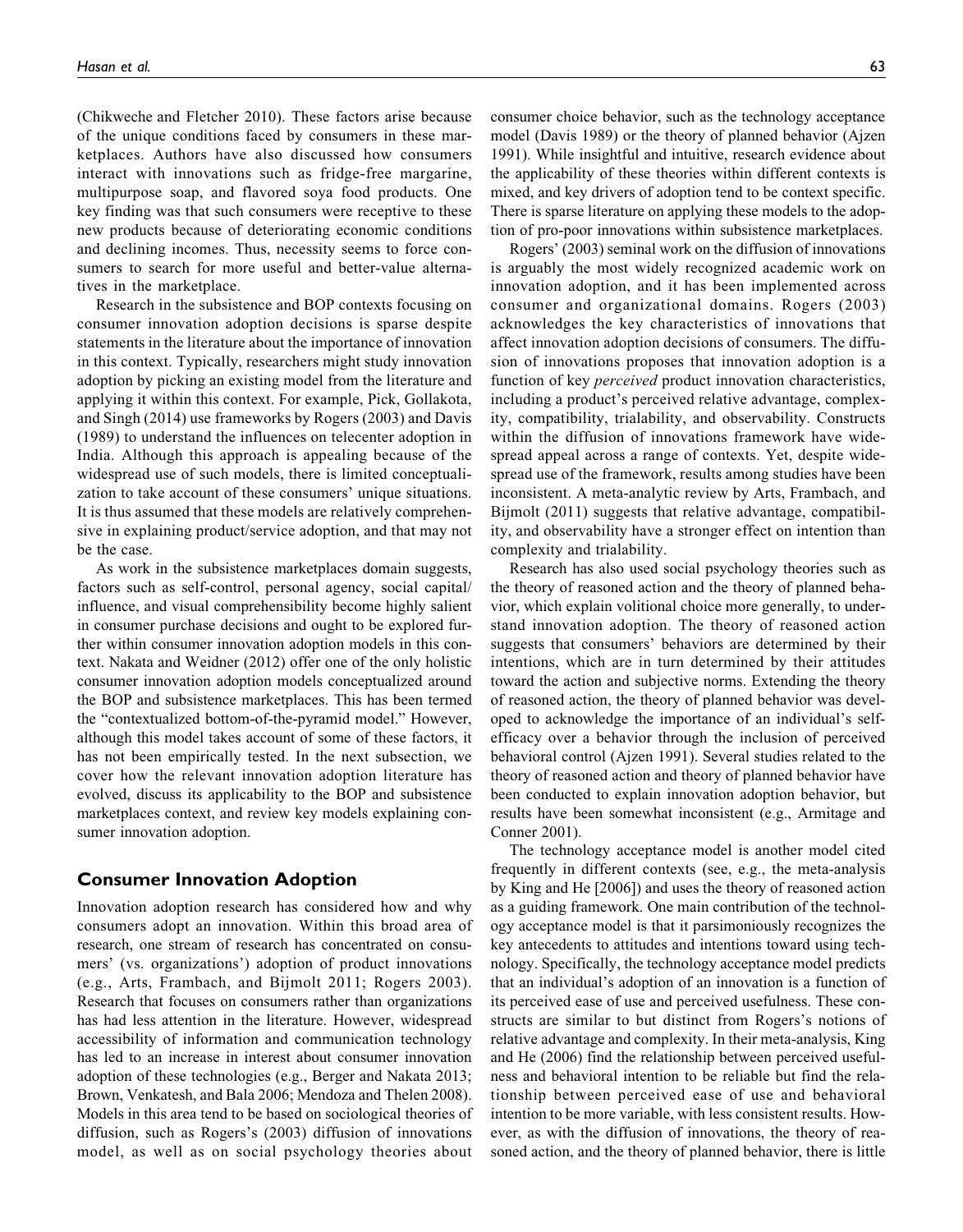(Chikweche and Fletcher 2010). These factors arise because of the unique conditions faced by consumers in these marketplaces. Authors have also discussed how consumers interact with innovations such as fridge-free margarine, multipurpose soap, and flavored soya food products. One key finding was that such consumers were receptive to these new products because of deteriorating economic conditions and declining incomes. Thus, necessity seems to force consumers to search for more useful and better-value alternatives in the marketplace.

Research in the subsistence and BOP contexts focusing on consumer innovation adoption decisions is sparse despite statements in the literature about the importance of innovation in this context. Typically, researchers might study innovation adoption by picking an existing model from the literature and applying it within this context. For example, Pick, Gollakota, and Singh (2014) use frameworks by Rogers (2003) and Davis (1989) to understand the influences on telecenter adoption in India. Although this approach is appealing because of the widespread use of such models, there is limited conceptualization to take account of these consumers' unique situations. It is thus assumed that these models are relatively comprehensive in explaining product/service adoption, and that may not be the case.

As work in the subsistence marketplaces domain suggests, factors such as self-control, personal agency, social capital/influence, and visual comprehensibility become highly salient in consumer purchase decisions and ought to be explored further within consumer innovation adoption models in this context. Nakata and Weidner (2012) offer one of the only holistic consumer innovation adoption models conceptualized around the BOP and subsistence marketplaces. This has been termed the "contextualized bottom-of-the-pyramid model." However, although this model takes account of some of these factors, it has not been empirically tested. In the next subsection, we cover how the relevant innovation adoption literature has evolved, discuss its applicability to the BOP and subsistence marketplaces context, and review key models explaining consumer innovation adoption.

## Consumer Innovation Adoption

Innovation adoption research has considered how and why consumers adopt an innovation. Within this broad area of research, one stream of research has concentrated on consumers' (vs. organizations') adoption of product innovations (e.g., Arts, Frambach, and Bijmolt 2011; Rogers 2003). Research that focuses on consumers rather than organizations has had less attention in the literature. However, widespread accessibility of information and communication technology has led to an increase in interest about consumer innovation adoption of these technologies (e.g., Berger and Nakata 2013; Brown, Venkatesh, and Bala 2006; Mendoza and Thelen 2008). Models in this area tend to be based on sociological theories of diffusion, such as Rogers's (2003) diffusion of innovations model, as well as on social psychology theories about consumer choice behavior, such as the technology acceptance model (Davis 1989) or the theory of planned behavior (Ajzen 1991). While insightful and intuitive, research evidence about the applicability of these theories within different contexts is mixed, and key drivers of adoption tend to be context specific. There is sparse literature on applying these models to the adoption of pro-poor innovations within subsistence marketplaces.

Rogers' (2003) seminal work on the diffusion of innovations is arguably the most widely recognized academic work on innovation adoption, and it has been implemented across consumer and organizational domains. Rogers (2003) acknowledges the key characteristics of innovations that affect innovation adoption decisions of consumers. The diffusion of innovations proposes that innovation adoption is a function of key *perceived* product innovation characteristics, including a product's perceived relative advantage, complexity, compatibility, trialability, and observability. Constructs within the diffusion of innovations framework have widespread appeal across a range of contexts. Yet, despite widespread use of the framework, results among studies have been inconsistent. A meta-analytic review by Arts, Frambach, and Bijmolt (2011) suggests that relative advantage, compatibility, and observability have a stronger effect on intention than complexity and trialability.

Research has also used social psychology theories such as the theory of reasoned action and the theory of planned behavior, which explain volitional choice more generally, to understand innovation adoption. The theory of reasoned action suggests that consumers' behaviors are determined by their intentions, which are in turn determined by their attitudes toward the action and subjective norms. Extending the theory of reasoned action, the theory of planned behavior was developed to acknowledge the importance of an individual's self-efficacy over a behavior through the inclusion of perceived behavioral control (Ajzen 1991). Several studies related to the theory of reasoned action and theory of planned behavior have been conducted to explain innovation adoption behavior, but results have been somewhat inconsistent (e.g., Armitage and Conner 2001).

The technology acceptance model is another model cited frequently in different contexts (see, e.g., the meta-analysis by King and He [2006]) and uses the theory of reasoned action as a guiding framework. One main contribution of the technology acceptance model is that it parsimoniously recognizes the key antecedents to attitudes and intentions toward using technology. Specifically, the technology acceptance model predicts that an individual's adoption of an innovation is a function of its perceived ease of use and perceived usefulness. These constructs are similar to but distinct from Rogers's notions of relative advantage and complexity. In their meta-analysis, King and He (2006) find the relationship between perceived usefulness and behavioral intention to be reliable but find the relationship between perceived ease of use and behavioral intention to be more variable, with less consistent results. However, as with the diffusion of innovations, the theory of reasoned action, and the theory of planned behavior, there is little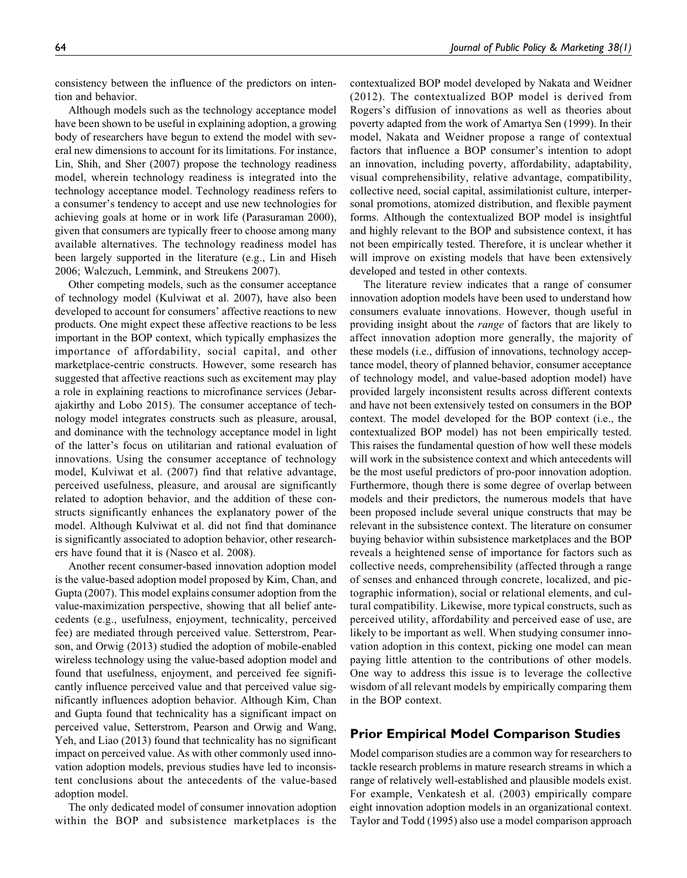consistency between the influence of the predictors on intention and behavior.

Although models such as the technology acceptance model have been shown to be useful in explaining adoption, a growing body of researchers have begun to extend the model with several new dimensions to account for its limitations. For instance, Lin, Shih, and Sher (2007) propose the technology readiness model, wherein technology readiness is integrated into the technology acceptance model. Technology readiness refers to a consumer's tendency to accept and use new technologies for achieving goals at home or in work life (Parasuraman 2000), given that consumers are typically freer to choose among many available alternatives. The technology readiness model has been largely supported in the literature (e.g., Lin and Hiseh 2006; Walczuch, Lemmink, and Streukens 2007).

Other competing models, such as the consumer acceptance of technology model (Kulviwat et al. 2007), have also been developed to account for consumers' affective reactions to new products. One might expect these affective reactions to be less important in the BOP context, which typically emphasizes the importance of affordability, social capital, and other marketplace-centric constructs. However, some research has suggested that affective reactions such as excitement may play a role in explaining reactions to microfinance services (Jebarajakirthy and Lobo 2015). The consumer acceptance of technology model integrates constructs such as pleasure, arousal, and dominance with the technology acceptance model in light of the latter's focus on utilitarian and rational evaluation of innovations. Using the consumer acceptance of technology model, Kulviwat et al. (2007) find that relative advantage, perceived usefulness, pleasure, and arousal are significantly related to adoption behavior, and the addition of these constructs significantly enhances the explanatory power of the model. Although Kulviwat et al. did not find that dominance is significantly associated to adoption behavior, other researchers have found that it is (Nasco et al. 2008).

Another recent consumer-based innovation adoption model is the value-based adoption model proposed by Kim, Chan, and Gupta (2007). This model explains consumer adoption from the value-maximization perspective, showing that all belief antecedents (e.g., usefulness, enjoyment, technicality, perceived fee) are mediated through perceived value. Setterstrom, Pearson, and Orwig (2013) studied the adoption of mobile-enabled wireless technology using the value-based adoption model and found that usefulness, enjoyment, and perceived fee significantly influence perceived value and that perceived value significantly influences adoption behavior. Although Kim, Chan and Gupta found that technicality has a significant impact on perceived value, Setterstrom, Pearson and Orwig and Wang, Yeh, and Liao (2013) found that technicality has no significant impact on perceived value. As with other commonly used innovation adoption models, previous studies have led to inconsistent conclusions about the antecedents of the value-based adoption model.

The only dedicated model of consumer innovation adoption within the BOP and subsistence marketplaces is the contextualized BOP model developed by Nakata and Weidner (2012). The contextualized BOP model is derived from Rogers's diffusion of innovations as well as theories about poverty adapted from the work of Amartya Sen (1999). In their model, Nakata and Weidner propose a range of contextual factors that influence a BOP consumer's intention to adopt an innovation, including poverty, affordability, adaptability, visual comprehensibility, relative advantage, compatibility, collective need, social capital, assimilationist culture, interpersonal promotions, atomized distribution, and flexible payment forms. Although the contextualized BOP model is insightful and highly relevant to the BOP and subsistence context, it has not been empirically tested. Therefore, it is unclear whether it will improve on existing models that have been extensively developed and tested in other contexts.

The literature review indicates that a range of consumer innovation adoption models have been used to understand how consumers evaluate innovations. However, though useful in providing insight about the *range* of factors that are likely to affect innovation adoption more generally, the majority of these models (i.e., diffusion of innovations, technology acceptance model, theory of planned behavior, consumer acceptance of technology model, and value-based adoption model) have provided largely inconsistent results across different contexts and have not been extensively tested on consumers in the BOP context. The model developed for the BOP context (i.e., the contextualized BOP model) has not been empirically tested. This raises the fundamental question of how well these models will work in the subsistence context and which antecedents will be the most useful predictors of pro-poor innovation adoption. Furthermore, though there is some degree of overlap between models and their predictors, the numerous models that have been proposed include several unique constructs that may be relevant in the subsistence context. The literature on consumer buying behavior within subsistence marketplaces and the BOP reveals a heightened sense of importance for factors such as collective needs, comprehensibility (affected through a range of senses and enhanced through concrete, localized, and pictographic information), social or relational elements, and cultural compatibility. Likewise, more typical constructs, such as perceived utility, affordability and perceived ease of use, are likely to be important as well. When studying consumer innovation adoption in this context, picking one model can mean paying little attention to the contributions of other models. One way to address this issue is to leverage the collective wisdom of all relevant models by empirically comparing them in the BOP context.

## Prior Empirical Model Comparison Studies

Model comparison studies are a common way for researchers to tackle research problems in mature research streams in which a range of relatively well-established and plausible models exist. For example, Venkatesh et al. (2003) empirically compare eight innovation adoption models in an organizational context. Taylor and Todd (1995) also use a model comparison approach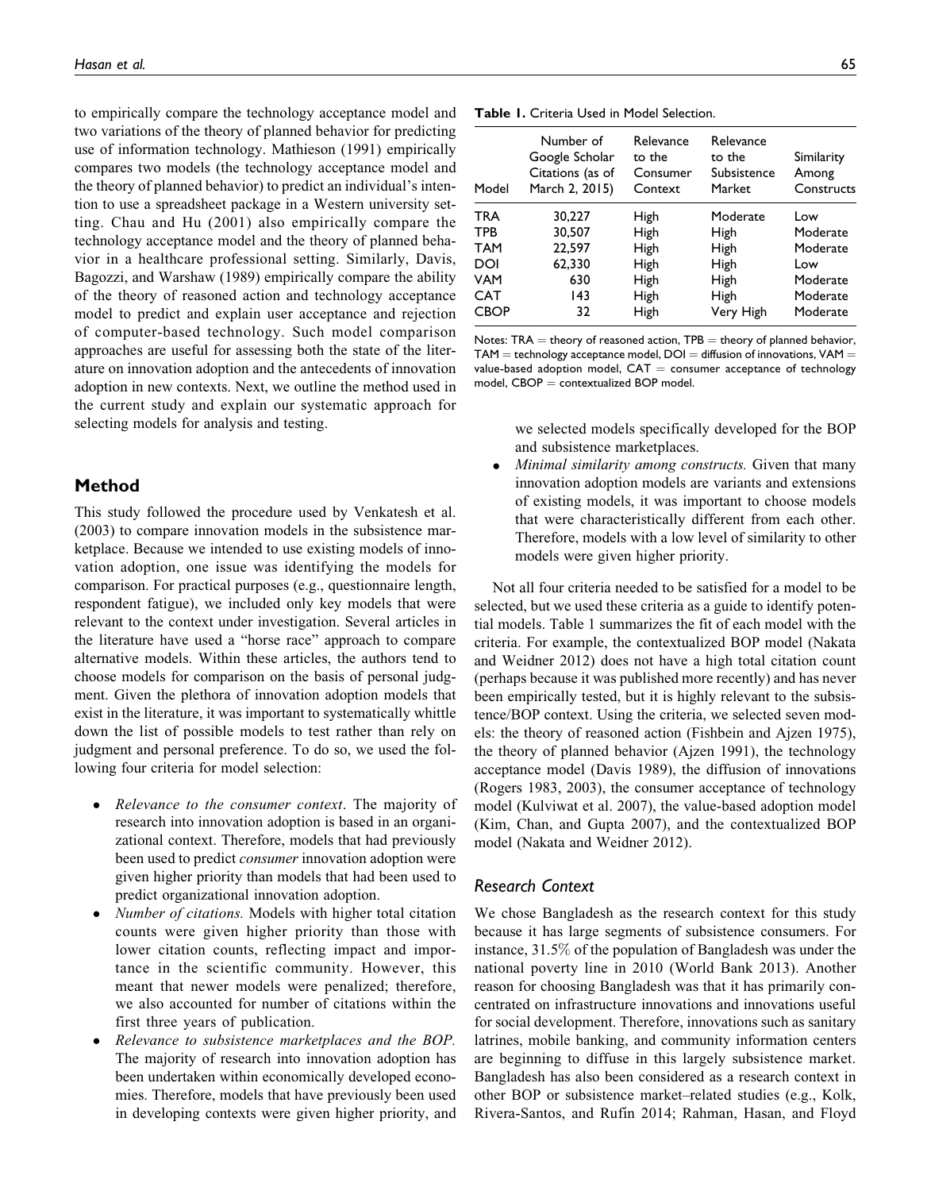to empirically compare the technology acceptance model and two variations of the theory of planned behavior for predicting use of information technology. Mathieson (1991) empirically compares two models (the technology acceptance model and the theory of planned behavior) to predict an individual's intention to use a spreadsheet package in a Western university setting. Chau and Hu (2001) also empirically compare the technology acceptance model and the theory of planned behavior in a healthcare professional setting. Similarly, Davis, Bagozzi, and Warshaw (1989) empirically compare the ability of the theory of reasoned action and technology acceptance model to predict and explain user acceptance and rejection of computer-based technology. Such model comparison approaches are useful for assessing both the state of the literature on innovation adoption and the antecedents of innovation adoption in new contexts. Next, we outline the method used in the current study and explain our systematic approach for selecting models for analysis and testing.

## Method

This study followed the procedure used by Venkatesh et al. (2003) to compare innovation models in the subsistence marketplace. Because we intended to use existing models of innovation adoption, one issue was identifying the models for comparison. For practical purposes (e.g., questionnaire length, respondent fatigue), we included only key models that were relevant to the context under investigation. Several articles in the literature have used a "horse race" approach to compare alternative models. Within these articles, the authors tend to choose models for comparison on the basis of personal judgment. Given the plethora of innovation adoption models that exist in the literature, it was important to systematically whittle down the list of possible models to test rather than rely on judgment and personal preference. To do so, we used the following four criteria for model selection:

- *Relevance to the consumer context*. The majority of research into innovation adoption is based in an organizational context. Therefore, models that had previously been used to predict *consumer* innovation adoption were given higher priority than models that had been used to predict organizational innovation adoption.
- *Number of citations.* Models with higher total citation counts were given higher priority than those with lower citation counts, reflecting impact and importance in the scientific community. However, this meant that newer models were penalized; therefore, we also accounted for number of citations within the first three years of publication.
- *Relevance to subsistence marketplaces and the BOP.* The majority of research into innovation adoption has been undertaken within economically developed economies. Therefore, models that have previously been used in developing contexts were given higher priority, and we selected models specifically developed for the BOP and subsistence marketplaces.
- *Minimal similarity among constructs.* Given that many innovation adoption models are variants and extensions of existing models, it was important to choose models that were characteristically different from each other. Therefore, models with a low level of similarity to other models were given higher priority.

**Table 1.** Criteria Used in Model Selection.

| Model | Number of Google Scholar Citations (as of March 2, 2015) | Relevance to the Consumer Context | Relevance to the Subsistence Market | Similarity Among Constructs |
|---|---|---|---|---|
| TRA | 30,227 | High | Moderate | Low |
| TPB | 30,507 | High | High | Moderate |
| TAM | 22,597 | High | High | Moderate |
| DOI | 62,330 | High | High | Low |
| VAM | 630 | High | High | Moderate |
| CAT | 143 | High | High | Moderate |
| CBOP | 32 | High | Very High | Moderate |

Notes: TRA = theory of reasoned action, TPB = theory of planned behavior, TAM = technology acceptance model, DOI = diffusion of innovations, VAM = value-based adoption model, CAT = consumer acceptance of technology model, CBOP = contextualized BOP model.

Not all four criteria needed to be satisfied for a model to be selected, but we used these criteria as a guide to identify potential models. Table 1 summarizes the fit of each model with the criteria. For example, the contextualized BOP model (Nakata and Weidner 2012) does not have a high total citation count (perhaps because it was published more recently) and has never been empirically tested, but it is highly relevant to the subsistence/BOP context. Using the criteria, we selected seven models: the theory of reasoned action (Fishbein and Ajzen 1975), the theory of planned behavior (Ajzen 1991), the technology acceptance model (Davis 1989), the diffusion of innovations (Rogers 1983, 2003), the consumer acceptance of technology model (Kulviwat et al. 2007), the value-based adoption model (Kim, Chan, and Gupta 2007), and the contextualized BOP model (Nakata and Weidner 2012).

### Research Context

We chose Bangladesh as the research context for this study because it has large segments of subsistence consumers. For instance, 31.5% of the population of Bangladesh was under the national poverty line in 2010 (World Bank 2013). Another reason for choosing Bangladesh was that it has primarily concentrated on infrastructure innovations and innovations useful for social development. Therefore, innovations such as sanitary latrines, mobile banking, and community information centers are beginning to diffuse in this largely subsistence market. Bangladesh has also been considered as a research context in other BOP or subsistence market–related studies (e.g., Kolk, Rivera-Santos, and Rufín 2014; Rahman, Hasan, and Floyd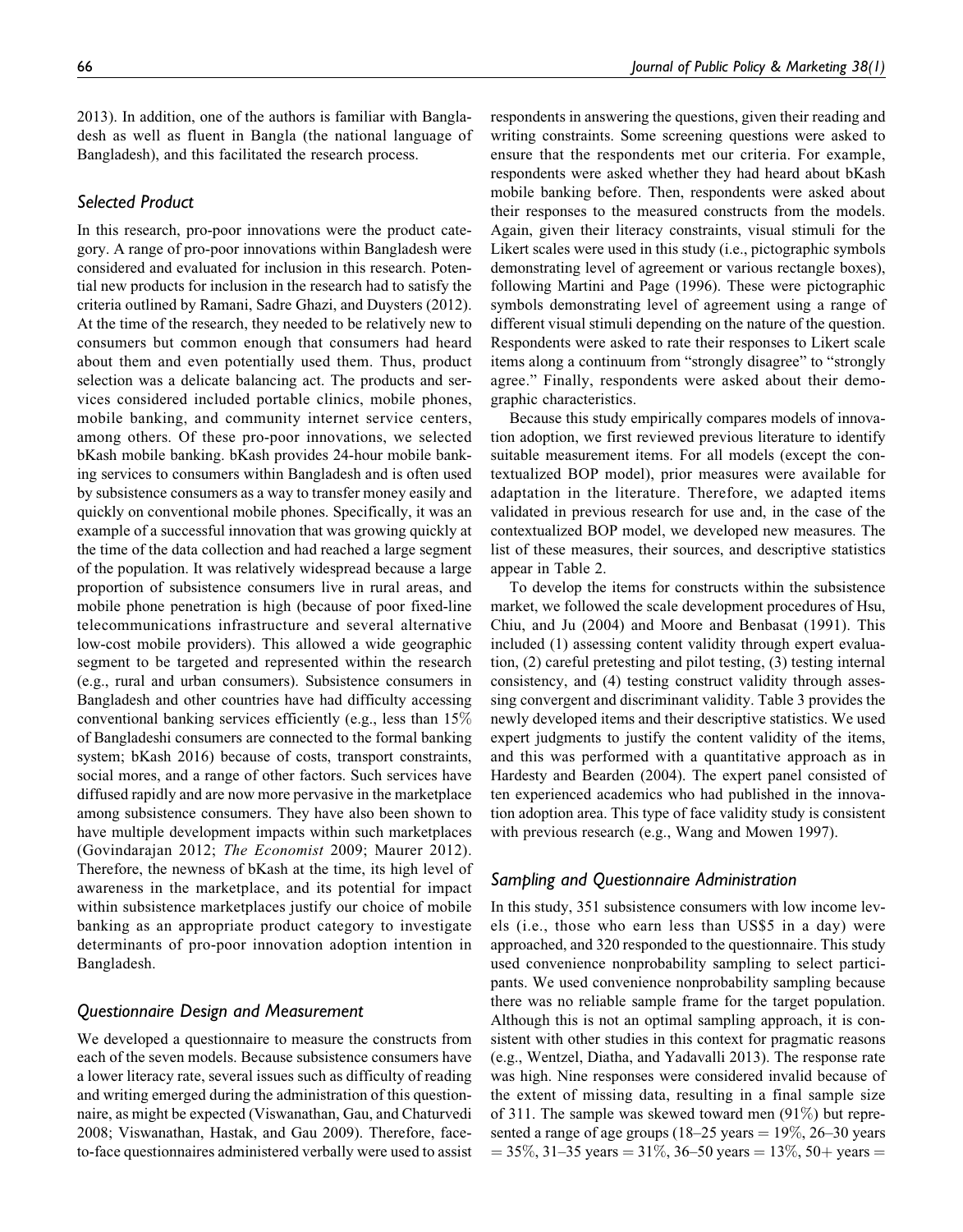2013). In addition, one of the authors is familiar with Bangladesh as well as fluent in Bangla (the national language of Bangladesh), and this facilitated the research process.

### Selected Product

In this research, pro-poor innovations were the product category. A range of pro-poor innovations within Bangladesh were considered and evaluated for inclusion in this research. Potential new products for inclusion in the research had to satisfy the criteria outlined by Ramani, Sadre Ghazi, and Duysters (2012). At the time of the research, they needed to be relatively new to consumers but common enough that consumers had heard about them and even potentially used them. Thus, product selection was a delicate balancing act. The products and services considered included portable clinics, mobile phones, mobile banking, and community internet service centers, among others. Of these pro-poor innovations, we selected bKash mobile banking. bKash provides 24-hour mobile banking services to consumers within Bangladesh and is often used by subsistence consumers as a way to transfer money easily and quickly on conventional mobile phones. Specifically, it was an example of a successful innovation that was growing quickly at the time of the data collection and had reached a large segment of the population. It was relatively widespread because a large proportion of subsistence consumers live in rural areas, and mobile phone penetration is high (because of poor fixed-line telecommunications infrastructure and several alternative low-cost mobile providers). This allowed a wide geographic segment to be targeted and represented within the research (e.g., rural and urban consumers). Subsistence consumers in Bangladesh and other countries have had difficulty accessing conventional banking services efficiently (e.g., less than 15% of Bangladeshi consumers are connected to the formal banking system; bKash 2016) because of costs, transport constraints, social mores, and a range of other factors. Such services have diffused rapidly and are now more pervasive in the marketplace among subsistence consumers. They have also been shown to have multiple development impacts within such marketplaces (Govindarajan 2012; *The Economist* 2009; Maurer 2012). Therefore, the newness of bKash at the time, its high level of awareness in the marketplace, and its potential for impact within subsistence marketplaces justify our choice of mobile banking as an appropriate product category to investigate determinants of pro-poor innovation adoption intention in Bangladesh.

### Questionnaire Design and Measurement

We developed a questionnaire to measure the constructs from each of the seven models. Because subsistence consumers have a lower literacy rate, several issues such as difficulty of reading and writing emerged during the administration of this questionnaire, as might be expected (Viswanathan, Gau, and Chaturvedi 2008; Viswanathan, Hastak, and Gau 2009). Therefore, face-to-face questionnaires administered verbally were used to assist respondents in answering the questions, given their reading and writing constraints. Some screening questions were asked to ensure that the respondents met our criteria. For example, respondents were asked whether they had heard about bKash mobile banking before. Then, respondents were asked about their responses to the measured constructs from the models. Again, given their literacy constraints, visual stimuli for the Likert scales were used in this study (i.e., pictographic symbols demonstrating level of agreement or various rectangle boxes), following Martini and Page (1996). These were pictographic symbols demonstrating level of agreement using a range of different visual stimuli depending on the nature of the question. Respondents were asked to rate their responses to Likert scale items along a continuum from "strongly disagree" to "strongly agree." Finally, respondents were asked about their demographic characteristics.

Because this study empirically compares models of innovation adoption, we first reviewed previous literature to identify suitable measurement items. For all models (except the contextualized BOP model), prior measures were available for adaptation in the literature. Therefore, we adapted items validated in previous research for use and, in the case of the contextualized BOP model, we developed new measures. The list of these measures, their sources, and descriptive statistics appear in Table 2.

To develop the items for constructs within the subsistence market, we followed the scale development procedures of Hsu, Chiu, and Ju (2004) and Moore and Benbasat (1991). This included (1) assessing content validity through expert evaluation, (2) careful pretesting and pilot testing, (3) testing internal consistency, and (4) testing construct validity through assessing convergent and discriminant validity. Table 3 provides the newly developed items and their descriptive statistics. We used expert judgments to justify the content validity of the items, and this was performed with a quantitative approach as in Hardesty and Bearden (2004). The expert panel consisted of ten experienced academics who had published in the innovation adoption area. This type of face validity study is consistent with previous research (e.g., Wang and Mowen 1997).

### Sampling and Questionnaire Administration

In this study, 351 subsistence consumers with low income levels (i.e., those who earn less than US$5 in a day) were approached, and 320 responded to the questionnaire. This study used convenience nonprobability sampling to select participants. We used convenience nonprobability sampling because there was no reliable sample frame for the target population. Although this is not an optimal sampling approach, it is consistent with other studies in this context for pragmatic reasons (e.g., Wentzel, Diatha, and Yadavalli 2013). The response rate was high. Nine responses were considered invalid because of the extent of missing data, resulting in a final sample size of 311. The sample was skewed toward men (91%) but represented a range of age groups (18–25 years = 19%, 26–30 years = 35%, 31–35 years = 31%, 36–50 years = 13%, 50+ years =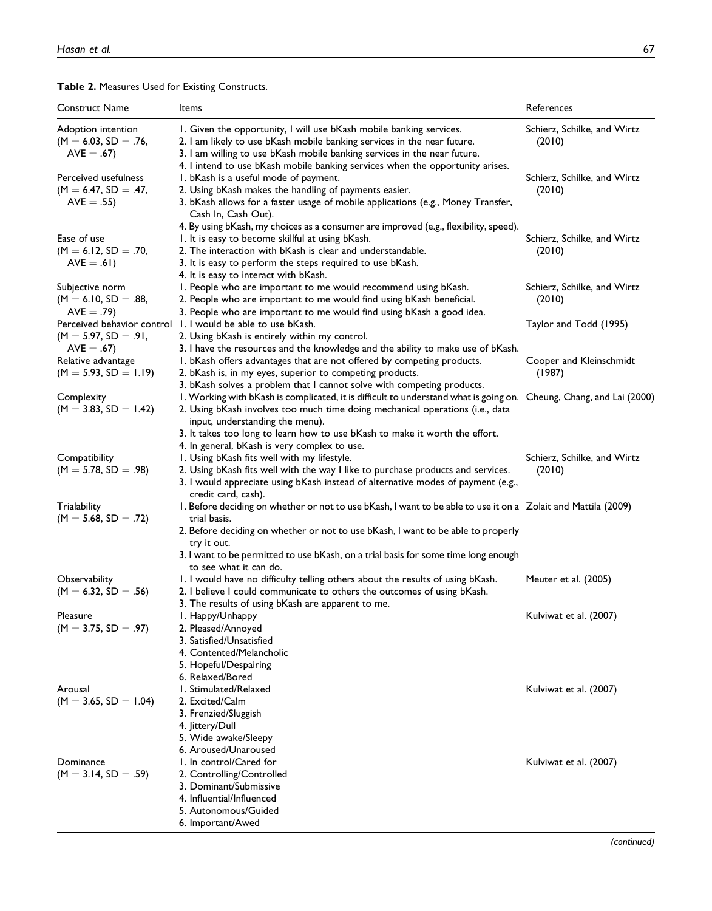**Table 2.** Measures Used for Existing Constructs.

| Construct Name | Items | References |
|---|---|---|
| Adoption intention ($M = 6.03$, $SD = .76$, $AVE = .67$) | 1. Given the opportunity, I will use bKash mobile banking services.<br>2. I am likely to use bKash mobile banking services in the near future.<br>3. I am willing to use bKash mobile banking services in the near future.<br>4. I intend to use bKash mobile banking services when the opportunity arises. | Schierz, Schilke, and Wirtz (2010) |
| Perceived usefulness ($M = 6.47$, $SD = .47$, $AVE = .55$) | 1. bKash is a useful mode of payment.<br>2. Using bKash makes the handling of payments easier.<br>3. bKash allows for a faster usage of mobile applications (e.g., Money Transfer, Cash In, Cash Out).<br>4. By using bKash, my choices as a consumer are improved (e.g., flexibility, speed). | Schierz, Schilke, and Wirtz (2010) |
| Ease of use ($M = 6.12$, $SD = .70$, $AVE = .61$) | 1. It is easy to become skillful at using bKash.<br>2. The interaction with bKash is clear and understandable.<br>3. It is easy to perform the steps required to use bKash.<br>4. It is easy to interact with bKash. | Schierz, Schilke, and Wirtz (2010) |
| Subjective norm ($M = 6.10$, $SD = .88$, $AVE = .79$) | 1. People who are important to me would recommend using bKash.<br>2. People who are important to me would find using bKash beneficial.<br>3. People who are important to me would find using bKash a good idea. | Schierz, Schilke, and Wirtz (2010) |
| Perceived behavior control ($M = 5.97$, $SD = .91$, $AVE = .67$) | 1. I would be able to use bKash.<br>2. Using bKash is entirely within my control.<br>3. I have the resources and the knowledge and the ability to make use of bKash. | Taylor and Todd (1995) |
| Relative advantage ($M = 5.93$, $SD = 1.19$) | 1. bKash offers advantages that are not offered by competing products.<br>2. bKash is, in my eyes, superior to competing products.<br>3. bKash solves a problem that I cannot solve with competing products. | Cooper and Kleinschmidt (1987) |
| Complexity ($M = 3.83$, $SD = 1.42$) | 1. Working with bKash is complicated, it is difficult to understand what is going on.<br>2. Using bKash involves too much time doing mechanical operations (i.e., data input, understanding the menu).<br>3. It takes too long to learn how to use bKash to make it worth the effort.<br>4. In general, bKash is very complex to use. | Cheung, Chang, and Lai (2000) |
| Compatibility ($M = 5.78$, $SD = .98$) | 1. Using bKash fits well with my lifestyle.<br>2. Using bKash fits well with the way I like to purchase products and services.<br>3. I would appreciate using bKash instead of alternative modes of payment (e.g., credit card, cash). | Schierz, Schilke, and Wirtz (2010) |
| Trialability ($M = 5.68$, $SD = .72$) | 1. Before deciding on whether or not to use bKash, I want to be able to use it on a trial basis.<br>2. Before deciding on whether or not to use bKash, I want to be able to properly try it out.<br>3. I want to be permitted to use bKash, on a trial basis for some time long enough to see what it can do. | Zolait and Mattila (2009) |
| Observability ($M = 6.32$, $SD = .56$) | 1. I would have no difficulty telling others about the results of using bKash.<br>2. I believe I could communicate to others the outcomes of using bKash.<br>3. The results of using bKash are apparent to me. | Meuter et al. (2005) |
| Pleasure ($M = 3.75$, $SD = .97$) | 1. Happy/Unhappy<br>2. Pleased/Annoyed<br>3. Satisfied/Unsatisfied<br>4. Contented/Melancholic<br>5. Hopeful/Despairing<br>6. Relaxed/Bored | Kulviwat et al. (2007) |
| Arousal ($M = 3.65$, $SD = 1.04$) | 1. Stimulated/Relaxed<br>2. Excited/Calm<br>3. Frenzied/Sluggish<br>4. Jittery/Dull<br>5. Wide awake/Sleepy<br>6. Aroused/Unaroused | Kulviwat et al. (2007) |
| Dominance ($M = 3.14$, $SD = .59$) | 1. In control/Cared for<br>2. Controlling/Controlled<br>3. Dominant/Submissive<br>4. Influential/Influenced<br>5. Autonomous/Guided<br>6. Important/Awed | Kulviwat et al. (2007) |

*(continued)*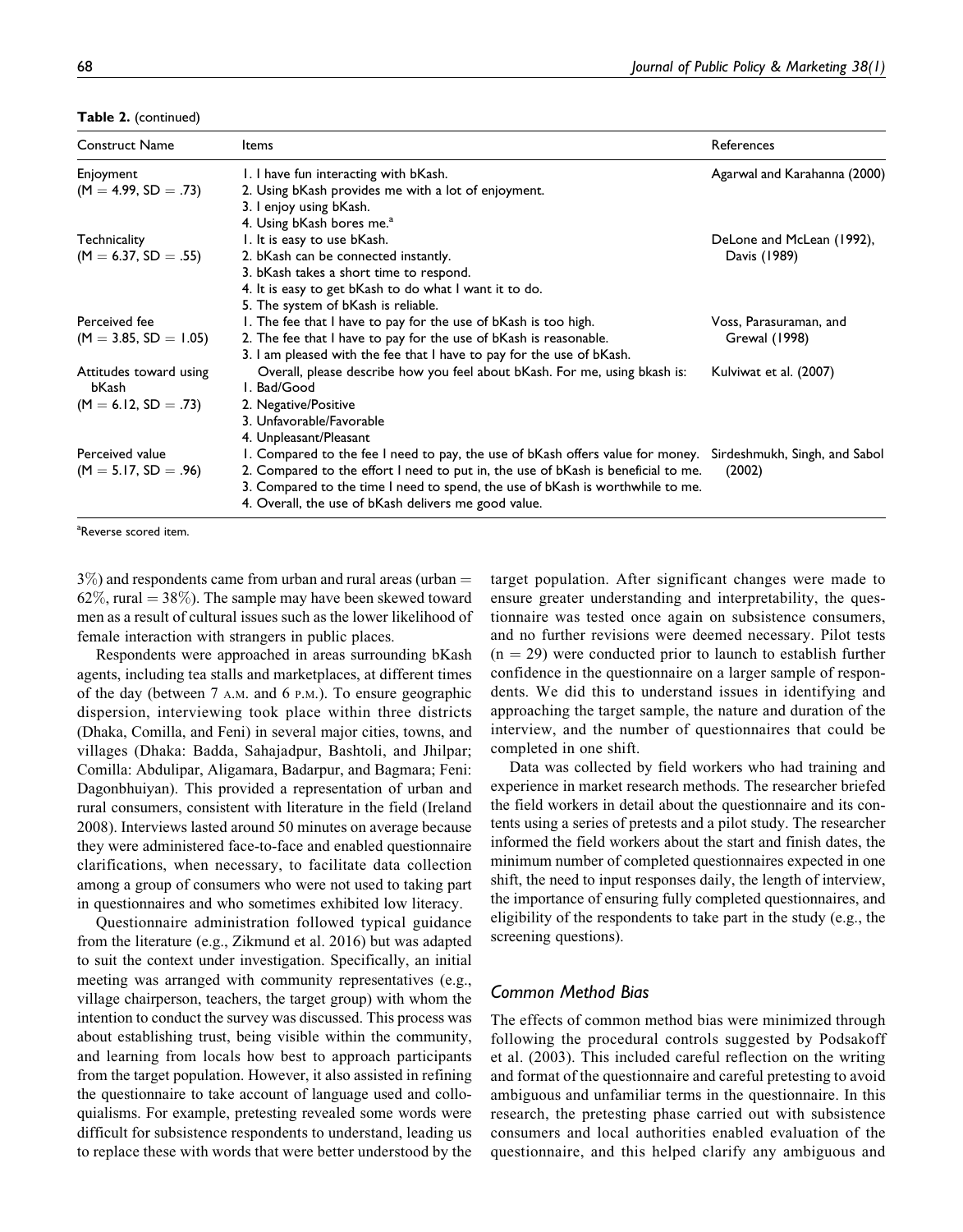**Table 2.** (continued)

| Construct Name | Items | References |
|---|---|---|
| Enjoyment ($M = 4.99$, $SD = .73$) | 1. I have fun interacting with bKash.<br>2. Using bKash provides me with a lot of enjoyment.<br>3. I enjoy using bKash.<br>4. Using bKash bores me.[a] | Agarwal and Karahanna (2000) |
| Technicality ($M = 6.37$, $SD = .55$) | 1. It is easy to use bKash.<br>2. bKash can be connected instantly.<br>3. bKash takes a short time to respond.<br>4. It is easy to get bKash to do what I want it to do.<br>5. The system of bKash is reliable. | DeLone and McLean (1992), Davis (1989) |
| Perceived fee ($M = 3.85$, $SD = 1.05$) | 1. The fee that I have to pay for the use of bKash is too high.<br>2. The fee that I have to pay for the use of bKash is reasonable.<br>3. I am pleased with the fee that I have to pay for the use of bKash. | Voss, Parasuraman, and Grewal (1998) |
| Attitudes toward using bKash ($M = 6.12$, $SD = .73$) | Overall, please describe how you feel about bKash. For me, using bkash is:<br>1. Bad/Good<br>2. Negative/Positive<br>3. Unfavorable/Favorable<br>4. Unpleasant/Pleasant | Kulviwat et al. (2007) |
| Perceived value ($M = 5.17$, $SD = .96$) | 1. Compared to the fee I need to pay, the use of bKash offers value for money.<br>2. Compared to the effort I need to put in, the use of bKash is beneficial to me.<br>3. Compared to the time I need to spend, the use of bKash is worthwhile to me.<br>4. Overall, the use of bKash delivers me good value. | Sirdeshmukh, Singh, and Sabol (2002) |

[a]Reverse scored item.

3%) and respondents came from urban and rural areas (urban = 62%, rural = 38%). The sample may have been skewed toward men as a result of cultural issues such as the lower likelihood of female interaction with strangers in public places.

Respondents were approached in areas surrounding bKash agents, including tea stalls and marketplaces, at different times of the day (between 7 A.M. and 6 P.M.). To ensure geographic dispersion, interviewing took place within three districts (Dhaka, Comilla, and Feni) in several major cities, towns, and villages (Dhaka: Badda, Sahajadpur, Bashtoli, and Jhilpar; Comilla: Abdulipar, Aligamara, Badarpur, and Bagmara; Feni: Dagonbhuiyan). This provided a representation of urban and rural consumers, consistent with literature in the field (Ireland 2008). Interviews lasted around 50 minutes on average because they were administered face-to-face and enabled questionnaire clarifications, when necessary, to facilitate data collection among a group of consumers who were not used to taking part in questionnaires and who sometimes exhibited low literacy.

Questionnaire administration followed typical guidance from the literature (e.g., Zikmund et al. 2016) but was adapted to suit the context under investigation. Specifically, an initial meeting was arranged with community representatives (e.g., village chairperson, teachers, the target group) with whom the intention to conduct the survey was discussed. This process was about establishing trust, being visible within the community, and learning from locals how best to approach participants from the target population. However, it also assisted in refining the questionnaire to take account of language used and colloquialisms. For example, pretesting revealed some words were difficult for subsistence respondents to understand, leading us to replace these with words that were better understood by the target population. After significant changes were made to ensure greater understanding and interpretability, the questionnaire was tested once again on subsistence consumers, and no further revisions were deemed necessary. Pilot tests ($n = 29$) were conducted prior to launch to establish further confidence in the questionnaire on a larger sample of respondents. We did this to understand issues in identifying and approaching the target sample, the nature and duration of the interview, and the number of questionnaires that could be completed in one shift.

Data was collected by field workers who had training and experience in market research methods. The researcher briefed the field workers in detail about the questionnaire and its contents using a series of pretests and a pilot study. The researcher informed the field workers about the start and finish dates, the minimum number of completed questionnaires expected in one shift, the need to input responses daily, the length of interview, the importance of ensuring fully completed questionnaires, and eligibility of the respondents to take part in the study (e.g., the screening questions).

### *Common Method Bias*

The effects of common method bias were minimized through following the procedural controls suggested by Podsakoff et al. (2003). This included careful reflection on the writing and format of the questionnaire and careful pretesting to avoid ambiguous and unfamiliar terms in the questionnaire. In this research, the pretesting phase carried out with subsistence consumers and local authorities enabled evaluation of the questionnaire, and this helped clarify any ambiguous and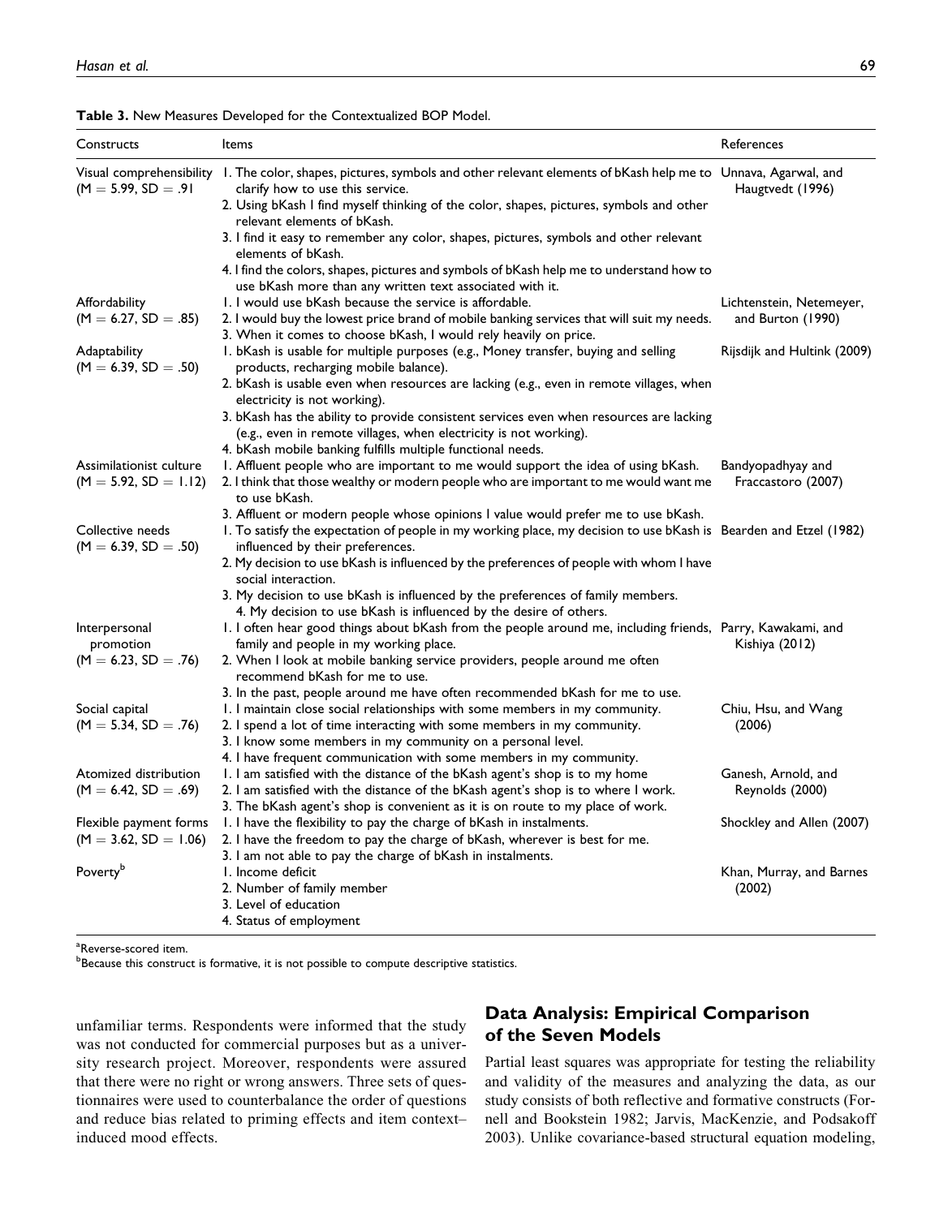**Table 3.** New Measures Developed for the Contextualized BOP Model.

| Constructs | Items | References |
| --- | --- | --- |
| Visual comprehensibility (M = 5.99, SD = .91 | 1. The color, shapes, pictures, symbols and other relevant elements of bKash help me to clarify how to use this service.<br>2. Using bKash I find myself thinking of the color, shapes, pictures, symbols and other relevant elements of bKash.<br>3. I find it easy to remember any color, shapes, pictures, symbols and other relevant elements of bKash.<br>4. I find the colors, shapes, pictures and symbols of bKash help me to understand how to use bKash more than any written text associated with it. | Unnava, Agarwal, and Haugtvedt (1996) |
| Affordability (M = 6.27, SD = .85) | 1. I would use bKash because the service is affordable.<br>2. I would buy the lowest price brand of mobile banking services that will suit my needs.<br>3. When it comes to choose bKash, I would rely heavily on price. | Lichtenstein, Netemeyer, and Burton (1990) |
| Adaptability (M = 6.39, SD = .50) | 1. bKash is usable for multiple purposes (e.g., Money transfer, buying and selling products, recharging mobile balance).<br>2. bKash is usable even when resources are lacking (e.g., even in remote villages, when electricity is not working).<br>3. bKash has the ability to provide consistent services even when resources are lacking (e.g., even in remote villages, when electricity is not working).<br>4. bKash mobile banking fulfills multiple functional needs. | Rijsdijk and Hultink (2009) |
| Assimilationist culture (M = 5.92, SD = 1.12) | 1. Affluent people who are important to me would support the idea of using bKash.<br>2. I think that those wealthy or modern people who are important to me would want me to use bKash.<br>3. Affluent or modern people whose opinions I value would prefer me to use bKash. | Bandyopadhyay and Fraccastoro (2007) |
| Collective needs (M = 6.39, SD = .50) | 1. To satisfy the expectation of people in my working place, my decision to use bKash is influenced by their preferences.<br>2. My decision to use bKash is influenced by the preferences of people with whom I have social interaction.<br>3. My decision to use bKash is influenced by the preferences of family members.<br>4. My decision to use bKash is influenced by the desire of others. | Bearden and Etzel (1982) |
| Interpersonal promotion (M = 6.23, SD = .76) | 1. I often hear good things about bKash from the people around me, including friends, family and people in my working place.<br>2. When I look at mobile banking service providers, people around me often recommend bKash for me to use.<br>3. In the past, people around me have often recommended bKash for me to use. | Parry, Kawakami, and Kishiya (2012) |
| Social capital (M = 5.34, SD = .76) | 1. I maintain close social relationships with some members in my community.<br>2. I spend a lot of time interacting with some members in my community.<br>3. I know some members in my community on a personal level.<br>4. I have frequent communication with some members in my community. | Chiu, Hsu, and Wang (2006) |
| Atomized distribution (M = 6.42, SD = .69) | 1. I am satisfied with the distance of the bKash agent's shop is to my home<br>2. I am satisfied with the distance of the bKash agent's shop is to where I work.<br>3. The bKash agent's shop is convenient as it is on route to my place of work. | Ganesh, Arnold, and Reynolds (2000) |
| Flexible payment forms (M = 3.62, SD = 1.06) | 1. I have the flexibility to pay the charge of bKash in instalments.<br>2. I have the freedom to pay the charge of bKash, wherever is best for me.<br>3. I am not able to pay the charge of bKash in instalments. | Shockley and Allen (2007) |
| Poverty[b] | 1. Income deficit<br>2. Number of family member<br>3. Level of education<br>4. Status of employment | Khan, Murray, and Barnes (2002) |

[a]Reverse-scored item.
[b]Because this construct is formative, it is not possible to compute descriptive statistics.

unfamiliar terms. Respondents were informed that the study was not conducted for commercial purposes but as a university research project. Moreover, respondents were assured that there were no right or wrong answers. Three sets of questionnaires were used to counterbalance the order of questions and reduce bias related to priming effects and item context–induced mood effects.

## Data Analysis: Empirical Comparison of the Seven Models

Partial least squares was appropriate for testing the reliability and validity of the measures and analyzing the data, as our study consists of both reflective and formative constructs (Fornell and Bookstein 1982; Jarvis, MacKenzie, and Podsakoff 2003). Unlike covariance-based structural equation modeling,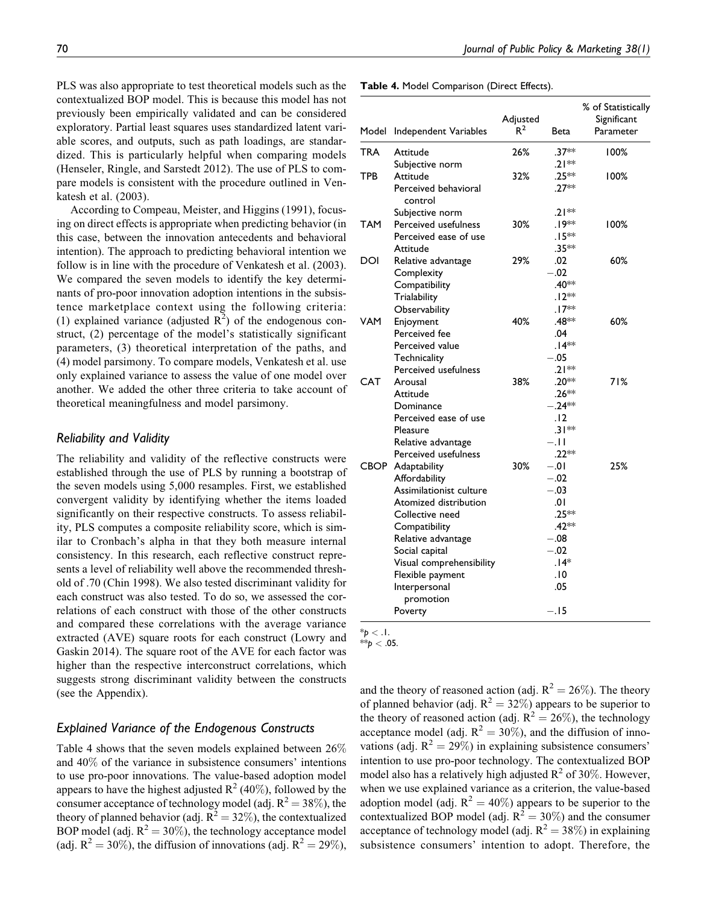PLS was also appropriate to test theoretical models such as the contextualized BOP model. This is because this model has not previously been empirically validated and can be considered exploratory. Partial least squares uses standardized latent variable scores, and outputs, such as path loadings, are standardized. This is particularly helpful when comparing models (Henseler, Ringle, and Sarstedt 2012). The use of PLS to compare models is consistent with the procedure outlined in Venkatesh et al. (2003).

According to Compeau, Meister, and Higgins (1991), focusing on direct effects is appropriate when predicting behavior (in this case, between the innovation antecedents and behavioral intention). The approach to predicting behavioral intention we follow is in line with the procedure of Venkatesh et al. (2003). We compared the seven models to identify the key determinants of pro-poor innovation adoption intentions in the subsistence marketplace context using the following criteria: (1) explained variance (adjusted $R^2$) of the endogenous construct, (2) percentage of the model's statistically significant parameters, (3) theoretical interpretation of the paths, and (4) model parsimony. To compare models, Venkatesh et al. use only explained variance to assess the value of one model over another. We added the other three criteria to take account of theoretical meaningfulness and model parsimony.

### Reliability and Validity

The reliability and validity of the reflective constructs were established through the use of PLS by running a bootstrap of the seven models using 5,000 resamples. First, we established convergent validity by identifying whether the items loaded significantly on their respective constructs. To assess reliability, PLS computes a composite reliability score, which is similar to Cronbach's alpha in that they both measure internal consistency. In this research, each reflective construct represents a level of reliability well above the recommended threshold of .70 (Chin 1998). We also tested discriminant validity for each construct was also tested. To do so, we assessed the correlations of each construct with those of the other constructs and compared these correlations with the average variance extracted (AVE) square roots for each construct (Lowry and Gaskin 2014). The square root of the AVE for each factor was higher than the respective interconstruct correlations, which suggests strong discriminant validity between the constructs (see the Appendix).

### Explained Variance of the Endogenous Constructs

Table 4 shows that the seven models explained between 26% and 40% of the variance in subsistence consumers' intentions to use pro-poor innovations. The value-based adoption model appears to have the highest adjusted $R^2$ (40%), followed by the consumer acceptance of technology model (adj. $R^2 = 38\%$), the theory of planned behavior (adj. $R^2 = 32\%$), the contextualized BOP model (adj. $R^2 = 30\%$), the technology acceptance model (adj. $R^2 = 30\%$), the diffusion of innovations (adj. $R^2 = 29\%$), and the theory of reasoned action (adj. $R^2 = 26\%$). The theory of planned behavior (adj. $R^2 = 32\%$) appears to be superior to the theory of reasoned action (adj. $R^2 = 26\%$), the technology acceptance model (adj. $R^2 = 30\%$), and the diffusion of innovations (adj. $R^2 = 29\%$) in explaining subsistence consumers' intention to use pro-poor technology. The contextualized BOP model also has a relatively high adjusted $R^2$ of 30%. However, when we use explained variance as a criterion, the value-based adoption model (adj. $R^2 = 40\%$) appears to be superior to the contextualized BOP model (adj. $R^2 = 30\%$) and the consumer acceptance of technology model (adj. $R^2 = 38\%$) in explaining subsistence consumers' intention to adopt. Therefore, the

**Table 4.** Model Comparison (Direct Effects).

| Model | Independent Variables | Adjusted $R^2$ | Beta | % of Statistically Significant Parameter |
|---|---|---|---|---|
| TRA | Attitude | 26% | .37** | 100% |
| | Subjective norm | | .21** | |
| TPB | Attitude | 32% | .25** | 100% |
| | Perceived behavioral control | | .27** | |
| | Subjective norm | | .21** | |
| TAM | Perceived usefulness | 30% | .19** | 100% |
| | Perceived ease of use | | .15** | |
| | Attitude | | .35** | |
| DOI | Relative advantage | 29% | .02 | 60% |
| | Complexity | | −.02 | |
| | Compatibility | | .40** | |
| | Trialability | | .12** | |
| | Observability | | .17** | |
| VAM | Enjoyment | 40% | .48** | 60% |
| | Perceived fee | | .04 | |
| | Perceived value | | .14** | |
| | Technicality | | −.05 | |
| | Perceived usefulness | | .21** | |
| CAT | Arousal | 38% | .20** | 71% |
| | Attitude | | .26** | |
| | Dominance | | −.24** | |
| | Perceived ease of use | | .12 | |
| | Pleasure | | .31** | |
| | Relative advantage | | −.11 | |
| | Perceived usefulness | | .22** | |
| CBOP | Adaptability | 30% | −.01 | 25% |
| | Affordability | | −.02 | |
| | Assimilationist culture | | −.03 | |
| | Atomized distribution | | .01 | |
| | Collective need | | .25** | |
| | Compatibility | | .42** | |
| | Relative advantage | | −.08 | |
| | Social capital | | −.02 | |
| | Visual comprehensibility | | .14* | |
| | Flexible payment | | .10 | |
| | Interpersonal promotion | | .05 | |
| | Poverty | | −.15 | |

*$p < .1$.
**$p < .05$.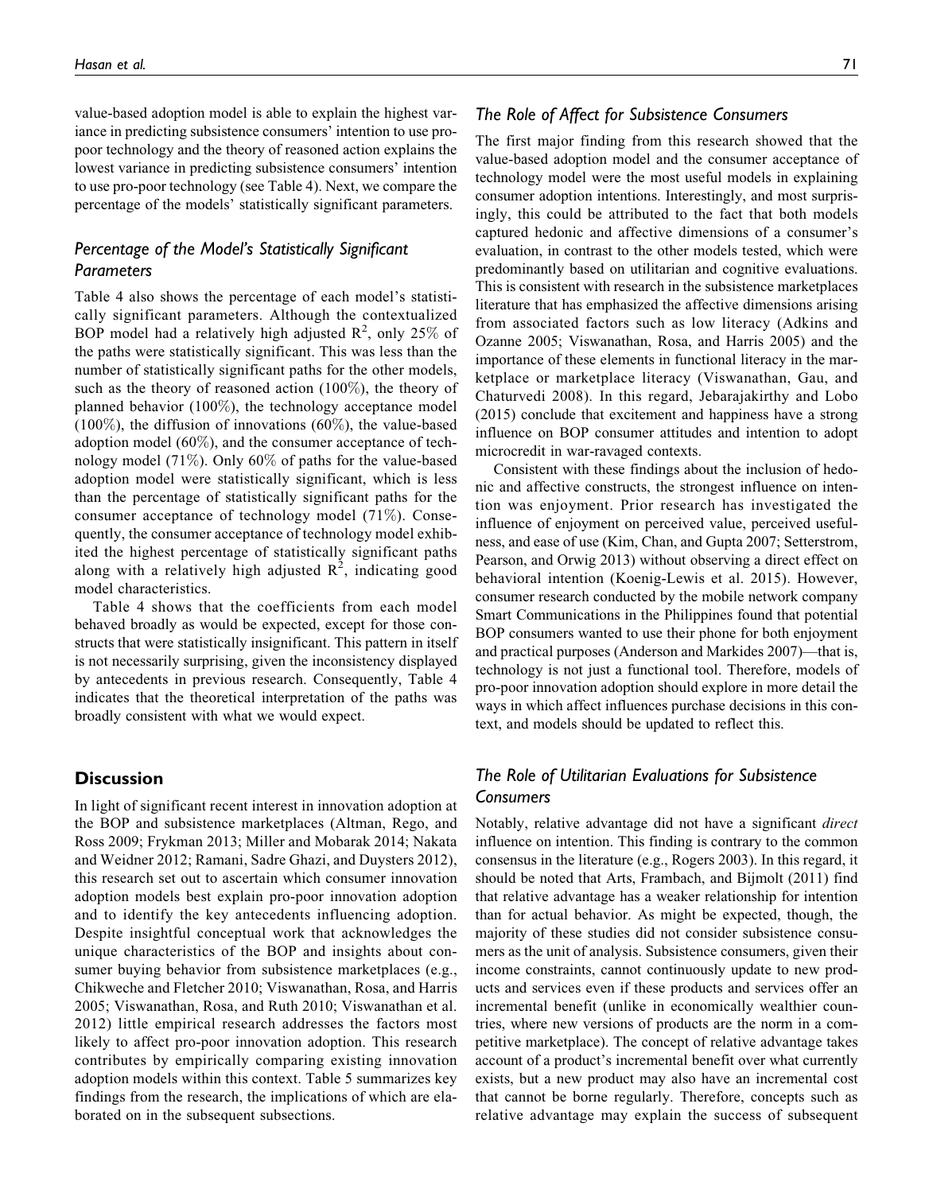value-based adoption model is able to explain the highest variance in predicting subsistence consumers' intention to use pro-poor technology and the theory of reasoned action explains the lowest variance in predicting subsistence consumers' intention to use pro-poor technology (see Table 4). Next, we compare the percentage of the models' statistically significant parameters.

### *Percentage of the Model's Statistically Significant Parameters*

Table 4 also shows the percentage of each model's statistically significant parameters. Although the contextualized BOP model had a relatively high adjusted $R^2$, only 25% of the paths were statistically significant. This was less than the number of statistically significant paths for the other models, such as the theory of reasoned action (100%), the theory of planned behavior (100%), the technology acceptance model (100%), the diffusion of innovations (60%), the value-based adoption model (60%), and the consumer acceptance of technology model (71%). Only 60% of paths for the value-based adoption model were statistically significant, which is less than the percentage of statistically significant paths for the consumer acceptance of technology model (71%). Consequently, the consumer acceptance of technology model exhibited the highest percentage of statistically significant paths along with a relatively high adjusted $R^2$, indicating good model characteristics.

Table 4 shows that the coefficients from each model behaved broadly as would be expected, except for those constructs that were statistically insignificant. This pattern in itself is not necessarily surprising, given the inconsistency displayed by antecedents in previous research. Consequently, Table 4 indicates that the theoretical interpretation of the paths was broadly consistent with what we would expect.

## Discussion

In light of significant recent interest in innovation adoption at the BOP and subsistence marketplaces (Altman, Rego, and Ross 2009; Frykman 2013; Miller and Mobarak 2014; Nakata and Weidner 2012; Ramani, Sadre Ghazi, and Duysters 2012), this research set out to ascertain which consumer innovation adoption models best explain pro-poor innovation adoption and to identify the key antecedents influencing adoption. Despite insightful conceptual work that acknowledges the unique characteristics of the BOP and insights about consumer buying behavior from subsistence marketplaces (e.g., Chikweche and Fletcher 2010; Viswanathan, Rosa, and Harris 2005; Viswanathan, Rosa, and Ruth 2010; Viswanathan et al. 2012) little empirical research addresses the factors most likely to affect pro-poor innovation adoption. This research contributes by empirically comparing existing innovation adoption models within this context. Table 5 summarizes key findings from the research, the implications of which are elaborated on in the subsequent subsections.

### *The Role of Affect for Subsistence Consumers*

The first major finding from this research showed that the value-based adoption model and the consumer acceptance of technology model were the most useful models in explaining consumer adoption intentions. Interestingly, and most surprisingly, this could be attributed to the fact that both models captured hedonic and affective dimensions of a consumer's evaluation, in contrast to the other models tested, which were predominantly based on utilitarian and cognitive evaluations. This is consistent with research in the subsistence marketplaces literature that has emphasized the affective dimensions arising from associated factors such as low literacy (Adkins and Ozanne 2005; Viswanathan, Rosa, and Harris 2005) and the importance of these elements in functional literacy in the marketplace or marketplace literacy (Viswanathan, Gau, and Chaturvedi 2008). In this regard, Jebarajakirthy and Lobo (2015) conclude that excitement and happiness have a strong influence on BOP consumer attitudes and intention to adopt microcredit in war-ravaged contexts.

Consistent with these findings about the inclusion of hedonic and affective constructs, the strongest influence on intention was enjoyment. Prior research has investigated the influence of enjoyment on perceived value, perceived usefulness, and ease of use (Kim, Chan, and Gupta 2007; Setterstrom, Pearson, and Orwig 2013) without observing a direct effect on behavioral intention (Koenig-Lewis et al. 2015). However, consumer research conducted by the mobile network company Smart Communications in the Philippines found that potential BOP consumers wanted to use their phone for both enjoyment and practical purposes (Anderson and Markides 2007)—that is, technology is not just a functional tool. Therefore, models of pro-poor innovation adoption should explore in more detail the ways in which affect influences purchase decisions in this context, and models should be updated to reflect this.

### *The Role of Utilitarian Evaluations for Subsistence Consumers*

Notably, relative advantage did not have a significant *direct* influence on intention. This finding is contrary to the common consensus in the literature (e.g., Rogers 2003). In this regard, it should be noted that Arts, Frambach, and Bijmolt (2011) find that relative advantage has a weaker relationship for intention than for actual behavior. As might be expected, though, the majority of these studies did not consider subsistence consumers as the unit of analysis. Subsistence consumers, given their income constraints, cannot continuously update to new products and services even if these products and services offer an incremental benefit (unlike in economically wealthier countries, where new versions of products are the norm in a competitive marketplace). The concept of relative advantage takes account of a product's incremental benefit over what currently exists, but a new product may also have an incremental cost that cannot be borne regularly. Therefore, concepts such as relative advantage may explain the success of subsequent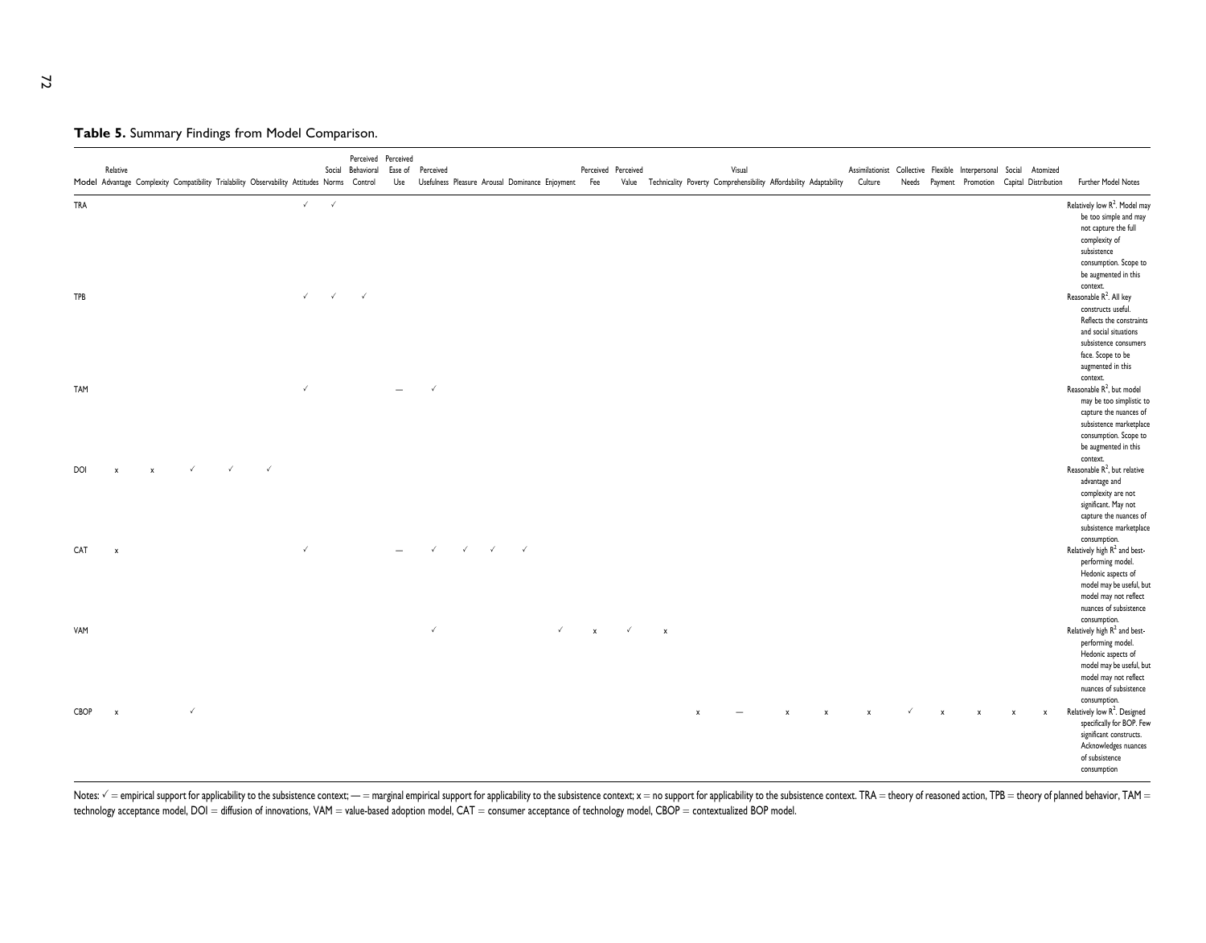**Table 5.** Summary Findings from Model Comparison.

| Model | Relative Advantage | Complexity | Compatibility | Trialability | Observability | Attitudes | Social Norms | Perceived Behavioral Control | Perceived Ease of Use | Perceived Usefulness | Pleasure | Arousal | Dominance | Enjoyment | Perceived Fee | Perceived Value | Technicality | Poverty | Visual Comprehensibility | Affordability | Adaptability | Assimilationist Culture | Collective Needs | Flexible Payment | Interpersonal Promotion | Social Capital | Atomized Distribution | Further Model Notes |
|---|---|---|---|---|---|---|---|---|---|---|---|---|---|---|---|---|---|---|---|---|---|---|---|---|---|---|---|---|
| TRA | | | | | | ✓ | ✓ | | | | | | | | | | | | | | | | | | | | | Relatively low $R^2$. Model may be too simple and may not capture the full complexity of subsistence consumption. Scope to be augmented in this context. |
| TPB | | | | | | ✓ | ✓ | ✓ | | | | | | | | | | | | | | | | | | | | Reasonable $R^2$. All key constructs useful. Reflects the constraints and social situations subsistence consumers face. Scope to be augmented in this context. |
| TAM | | | | | | ✓ | | | — | ✓ | | | | | | | | | | | | | | | | | | Reasonable $R^2$, but model may be too simplistic to capture the nuances of subsistence marketplace consumption. Scope to be augmented in this context. |
| DOI | x | x | ✓ | ✓ | ✓ | | | | | | | | | | | | | | | | | | | | | | | Reasonable $R^2$, but relative advantage and complexity are not significant. May not capture the nuances of subsistence marketplace consumption. |
| CAT | x | | | | | ✓ | | | — | ✓ | ✓ | ✓ | ✓ | | | | | | | | | | | | | | | Relatively high $R^2$ and best-performing model. Hedonic aspects of model may be useful, but model may not reflect nuances of subsistence consumption. |
| VAM | | | | | | | | | | ✓ | | | | ✓ | x | ✓ | x | | | | | | | | | | | Relatively high $R^2$ and best-performing model. Hedonic aspects of model may be useful, but model may not reflect nuances of subsistence consumption. |
| CBOP | x | | ✓ | | | | | | | | | | | | | | | x | — | x | x | x | ✓ | x | x | x | x | Relatively low $R^2$. Designed specifically for BOP. Few significant constructs. Acknowledges nuances of subsistence consumption |

Notes: ✓ = empirical support for applicability to the subsistence context; — = marginal empirical support for applicability to the subsistence context; x = no support for applicability to the subsistence context. TRA = theory of reasoned action, TPB = theory of planned behavior, TAM = technology acceptance model, DOI = diffusion of innovations, VAM = value-based adoption model, CAT = consumer acceptance of technology model, CBOP = contextualized BOP model.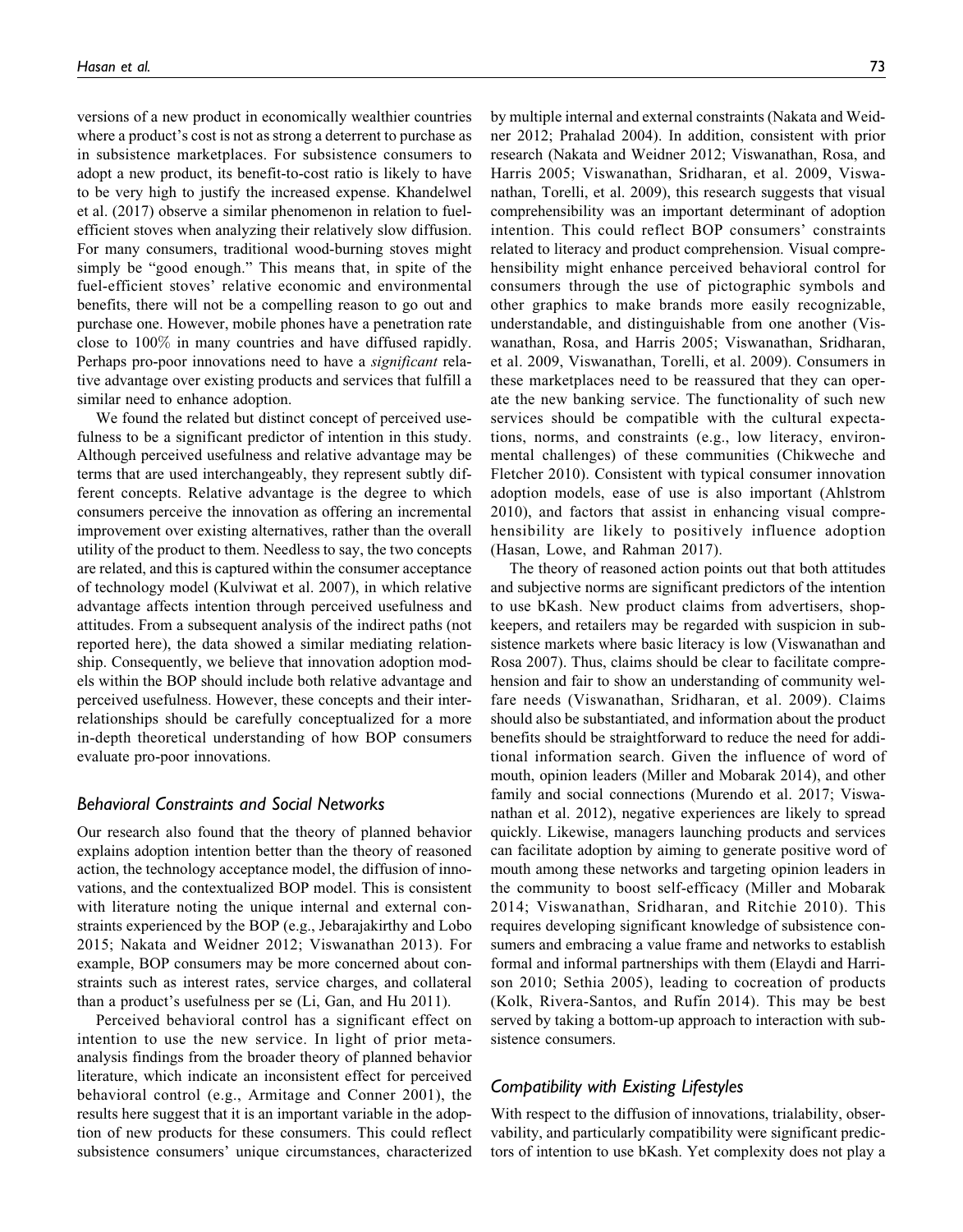versions of a new product in economically wealthier countries where a product's cost is not as strong a deterrent to purchase as in subsistence marketplaces. For subsistence consumers to adopt a new product, its benefit-to-cost ratio is likely to have to be very high to justify the increased expense. Khandelwel et al. (2017) observe a similar phenomenon in relation to fuel-efficient stoves when analyzing their relatively slow diffusion. For many consumers, traditional wood-burning stoves might simply be "good enough." This means that, in spite of the fuel-efficient stoves' relative economic and environmental benefits, there will not be a compelling reason to go out and purchase one. However, mobile phones have a penetration rate close to 100% in many countries and have diffused rapidly. Perhaps pro-poor innovations need to have a *significant* relative advantage over existing products and services that fulfill a similar need to enhance adoption.

We found the related but distinct concept of perceived usefulness to be a significant predictor of intention in this study. Although perceived usefulness and relative advantage may be terms that are used interchangeably, they represent subtly different concepts. Relative advantage is the degree to which consumers perceive the innovation as offering an incremental improvement over existing alternatives, rather than the overall utility of the product to them. Needless to say, the two concepts are related, and this is captured within the consumer acceptance of technology model (Kulviwat et al. 2007), in which relative advantage affects intention through perceived usefulness and attitudes. From a subsequent analysis of the indirect paths (not reported here), the data showed a similar mediating relationship. Consequently, we believe that innovation adoption models within the BOP should include both relative advantage and perceived usefulness. However, these concepts and their interrelationships should be carefully conceptualized for a more in-depth theoretical understanding of how BOP consumers evaluate pro-poor innovations.

### *Behavioral Constraints and Social Networks*

Our research also found that the theory of planned behavior explains adoption intention better than the theory of reasoned action, the technology acceptance model, the diffusion of innovations, and the contextualized BOP model. This is consistent with literature noting the unique internal and external constraints experienced by the BOP (e.g., Jebarajakirthy and Lobo 2015; Nakata and Weidner 2012; Viswanathan 2013). For example, BOP consumers may be more concerned about constraints such as interest rates, service charges, and collateral than a product's usefulness per se (Li, Gan, and Hu 2011).

Perceived behavioral control has a significant effect on intention to use the new service. In light of prior meta-analysis findings from the broader theory of planned behavior literature, which indicate an inconsistent effect for perceived behavioral control (e.g., Armitage and Conner 2001), the results here suggest that it is an important variable in the adoption of new products for these consumers. This could reflect subsistence consumers' unique circumstances, characterized by multiple internal and external constraints (Nakata and Weidner 2012; Prahalad 2004). In addition, consistent with prior research (Nakata and Weidner 2012; Viswanathan, Rosa, and Harris 2005; Viswanathan, Sridharan, et al. 2009, Viswanathan, Torelli, et al. 2009), this research suggests that visual comprehensibility was an important determinant of adoption intention. This could reflect BOP consumers' constraints related to literacy and product comprehension. Visual comprehensibility might enhance perceived behavioral control for consumers through the use of pictographic symbols and other graphics to make brands more easily recognizable, understandable, and distinguishable from one another (Viswanathan, Rosa, and Harris 2005; Viswanathan, Sridharan, et al. 2009, Viswanathan, Torelli, et al. 2009). Consumers in these marketplaces need to be reassured that they can operate the new banking service. The functionality of such new services should be compatible with the cultural expectations, norms, and constraints (e.g., low literacy, environmental challenges) of these communities (Chikweche and Fletcher 2010). Consistent with typical consumer innovation adoption models, ease of use is also important (Ahlstrom 2010), and factors that assist in enhancing visual comprehensibility are likely to positively influence adoption (Hasan, Lowe, and Rahman 2017).

The theory of reasoned action points out that both attitudes and subjective norms are significant predictors of the intention to use bKash. New product claims from advertisers, shopkeepers, and retailers may be regarded with suspicion in subsistence markets where basic literacy is low (Viswanathan and Rosa 2007). Thus, claims should be clear to facilitate comprehension and fair to show an understanding of community welfare needs (Viswanathan, Sridharan, et al. 2009). Claims should also be substantiated, and information about the product benefits should be straightforward to reduce the need for additional information search. Given the influence of word of mouth, opinion leaders (Miller and Mobarak 2014), and other family and social connections (Murendo et al. 2017; Viswanathan et al. 2012), negative experiences are likely to spread quickly. Likewise, managers launching products and services can facilitate adoption by aiming to generate positive word of mouth among these networks and targeting opinion leaders in the community to boost self-efficacy (Miller and Mobarak 2014; Viswanathan, Sridharan, and Ritchie 2010). This requires developing significant knowledge of subsistence consumers and embracing a value frame and networks to establish formal and informal partnerships with them (Elaydi and Harrison 2010; Sethia 2005), leading to cocreation of products (Kolk, Rivera-Santos, and Rufín 2014). This may be best served by taking a bottom-up approach to interaction with subsistence consumers.

### *Compatibility with Existing Lifestyles*

With respect to the diffusion of innovations, trialability, observability, and particularly compatibility were significant predictors of intention to use bKash. Yet complexity does not play a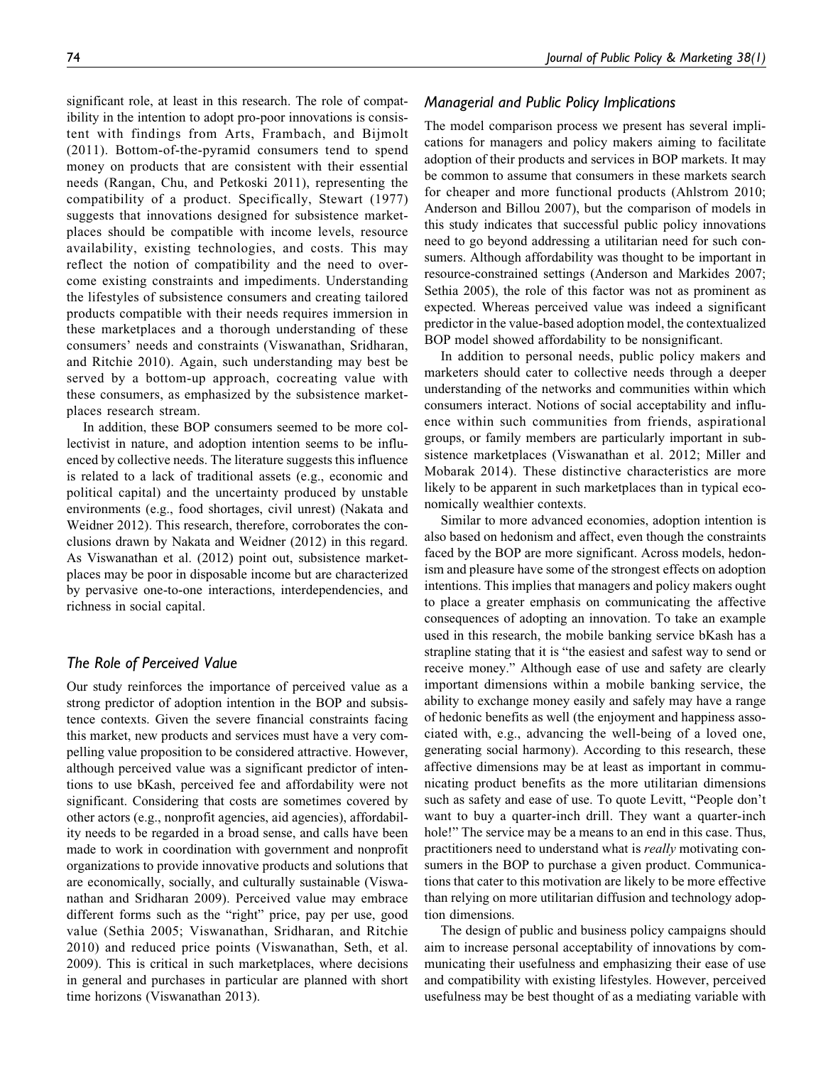significant role, at least in this research. The role of compatibility in the intention to adopt pro-poor innovations is consistent with findings from Arts, Frambach, and Bijmolt (2011). Bottom-of-the-pyramid consumers tend to spend money on products that are consistent with their essential needs (Rangan, Chu, and Petkoski 2011), representing the compatibility of a product. Specifically, Stewart (1977) suggests that innovations designed for subsistence marketplaces should be compatible with income levels, resource availability, existing technologies, and costs. This may reflect the notion of compatibility and the need to overcome existing constraints and impediments. Understanding the lifestyles of subsistence consumers and creating tailored products compatible with their needs requires immersion in these marketplaces and a thorough understanding of these consumers' needs and constraints (Viswanathan, Sridharan, and Ritchie 2010). Again, such understanding may best be served by a bottom-up approach, cocreating value with these consumers, as emphasized by the subsistence marketplaces research stream.

In addition, these BOP consumers seemed to be more collectivist in nature, and adoption intention seems to be influenced by collective needs. The literature suggests this influence is related to a lack of traditional assets (e.g., economic and political capital) and the uncertainty produced by unstable environments (e.g., food shortages, civil unrest) (Nakata and Weidner 2012). This research, therefore, corroborates the conclusions drawn by Nakata and Weidner (2012) in this regard. As Viswanathan et al. (2012) point out, subsistence marketplaces may be poor in disposable income but are characterized by pervasive one-to-one interactions, interdependencies, and richness in social capital.

### The Role of Perceived Value

Our study reinforces the importance of perceived value as a strong predictor of adoption intention in the BOP and subsistence contexts. Given the severe financial constraints facing this market, new products and services must have a very compelling value proposition to be considered attractive. However, although perceived value was a significant predictor of intentions to use bKash, perceived fee and affordability were not significant. Considering that costs are sometimes covered by other actors (e.g., nonprofit agencies, aid agencies), affordability needs to be regarded in a broad sense, and calls have been made to work in coordination with government and nonprofit organizations to provide innovative products and solutions that are economically, socially, and culturally sustainable (Viswanathan and Sridharan 2009). Perceived value may embrace different forms such as the "right" price, pay per use, good value (Sethia 2005; Viswanathan, Sridharan, and Ritchie 2010) and reduced price points (Viswanathan, Seth, et al. 2009). This is critical in such marketplaces, where decisions in general and purchases in particular are planned with short time horizons (Viswanathan 2013).

### Managerial and Public Policy Implications

The model comparison process we present has several implications for managers and policy makers aiming to facilitate adoption of their products and services in BOP markets. It may be common to assume that consumers in these markets search for cheaper and more functional products (Ahlstrom 2010; Anderson and Billou 2007), but the comparison of models in this study indicates that successful public policy innovations need to go beyond addressing a utilitarian need for such consumers. Although affordability was thought to be important in resource-constrained settings (Anderson and Markides 2007; Sethia 2005), the role of this factor was not as prominent as expected. Whereas perceived value was indeed a significant predictor in the value-based adoption model, the contextualized BOP model showed affordability to be nonsignificant.

In addition to personal needs, public policy makers and marketers should cater to collective needs through a deeper understanding of the networks and communities within which consumers interact. Notions of social acceptability and influence within such communities from friends, aspirational groups, or family members are particularly important in subsistence marketplaces (Viswanathan et al. 2012; Miller and Mobarak 2014). These distinctive characteristics are more likely to be apparent in such marketplaces than in typical economically wealthier contexts.

Similar to more advanced economies, adoption intention is also based on hedonism and affect, even though the constraints faced by the BOP are more significant. Across models, hedonism and pleasure have some of the strongest effects on adoption intentions. This implies that managers and policy makers ought to place a greater emphasis on communicating the affective consequences of adopting an innovation. To take an example used in this research, the mobile banking service bKash has a strapline stating that it is "the easiest and safest way to send or receive money." Although ease of use and safety are clearly important dimensions within a mobile banking service, the ability to exchange money easily and safely may have a range of hedonic benefits as well (the enjoyment and happiness associated with, e.g., advancing the well-being of a loved one, generating social harmony). According to this research, these affective dimensions may be at least as important in communicating product benefits as the more utilitarian dimensions such as safety and ease of use. To quote Levitt, "People don't want to buy a quarter-inch drill. They want a quarter-inch hole!" The service may be a means to an end in this case. Thus, practitioners need to understand what is *really* motivating consumers in the BOP to purchase a given product. Communications that cater to this motivation are likely to be more effective than relying on more utilitarian diffusion and technology adoption dimensions.

The design of public and business policy campaigns should aim to increase personal acceptability of innovations by communicating their usefulness and emphasizing their ease of use and compatibility with existing lifestyles. However, perceived usefulness may be best thought of as a mediating variable with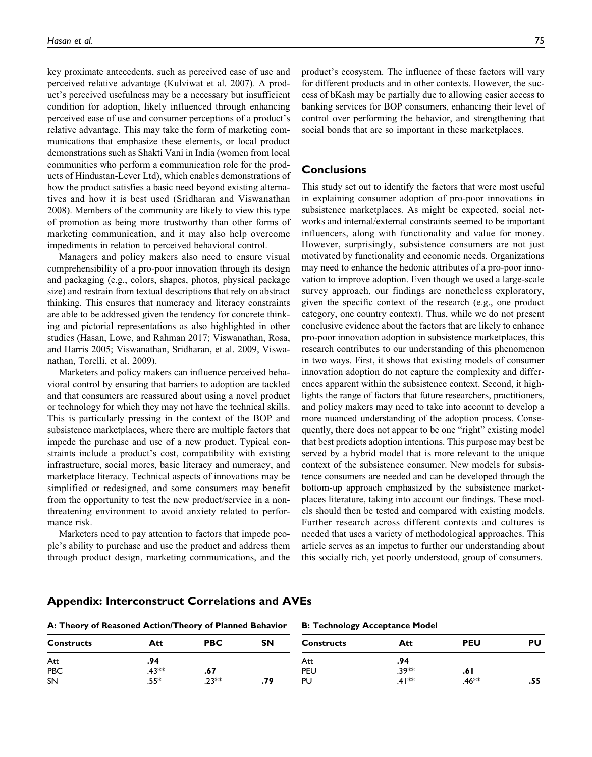key proximate antecedents, such as perceived ease of use and perceived relative advantage (Kulviwat et al. 2007). A product's perceived usefulness may be a necessary but insufficient condition for adoption, likely influenced through enhancing perceived ease of use and consumer perceptions of a product's relative advantage. This may take the form of marketing communications that emphasize these elements, or local product demonstrations such as Shakti Vani in India (women from local communities who perform a communication role for the products of Hindustan-Lever Ltd), which enables demonstrations of how the product satisfies a basic need beyond existing alternatives and how it is best used (Sridharan and Viswanathan 2008). Members of the community are likely to view this type of promotion as being more trustworthy than other forms of marketing communication, and it may also help overcome impediments in relation to perceived behavioral control.

Managers and policy makers also need to ensure visual comprehensibility of a pro-poor innovation through its design and packaging (e.g., colors, shapes, photos, physical package size) and restrain from textual descriptions that rely on abstract thinking. This ensures that numeracy and literacy constraints are able to be addressed given the tendency for concrete thinking and pictorial representations as also highlighted in other studies (Hasan, Lowe, and Rahman 2017; Viswanathan, Rosa, and Harris 2005; Viswanathan, Sridharan, et al. 2009, Viswanathan, Torelli, et al. 2009).

Marketers and policy makers can influence perceived behavioral control by ensuring that barriers to adoption are tackled and that consumers are reassured about using a novel product or technology for which they may not have the technical skills. This is particularly pressing in the context of the BOP and subsistence marketplaces, where there are multiple factors that impede the purchase and use of a new product. Typical constraints include a product's cost, compatibility with existing infrastructure, social mores, basic literacy and numeracy, and marketplace literacy. Technical aspects of innovations may be simplified or redesigned, and some consumers may benefit from the opportunity to test the new product/service in a non-threatening environment to avoid anxiety related to performance risk.

Marketers need to pay attention to factors that impede people's ability to purchase and use the product and address them through product design, marketing communications, and the product's ecosystem. The influence of these factors will vary for different products and in other contexts. However, the success of bKash may be partially due to allowing easier access to banking services for BOP consumers, enhancing their level of control over performing the behavior, and strengthening that social bonds that are so important in these marketplaces.

## Conclusions

This study set out to identify the factors that were most useful in explaining consumer adoption of pro-poor innovations in subsistence marketplaces. As might be expected, social networks and internal/external constraints seemed to be important influencers, along with functionality and value for money. However, surprisingly, subsistence consumers are not just motivated by functionality and economic needs. Organizations may need to enhance the hedonic attributes of a pro-poor innovation to improve adoption. Even though we used a large-scale survey approach, our findings are nonetheless exploratory, given the specific context of the research (e.g., one product category, one country context). Thus, while we do not present conclusive evidence about the factors that are likely to enhance pro-poor innovation adoption in subsistence marketplaces, this research contributes to our understanding of this phenomenon in two ways. First, it shows that existing models of consumer innovation adoption do not capture the complexity and differences apparent within the subsistence context. Second, it highlights the range of factors that future researchers, practitioners, and policy makers may need to take into account to develop a more nuanced understanding of the adoption process. Consequently, there does not appear to be one "right" existing model that best predicts adoption intentions. This purpose may best be served by a hybrid model that is more relevant to the unique context of the subsistence consumer. New models for subsistence consumers are needed and can be developed through the bottom-up approach emphasized by the subsistence marketplaces literature, taking into account our findings. These models should then be tested and compared with existing models. Further research across different contexts and cultures is needed that uses a variety of methodological approaches. This article serves as an impetus to further our understanding about this socially rich, yet poorly understood, group of consumers.

## Appendix: Interconstruct Correlations and AVEs

**A: Theory of Reasoned Action/Theory of Planned Behavior**

| Constructs | Att | PBC | SN |
|---|---|---|---|
| Att | **.94** | | |
| PBC | .43** | **.67** | |
| SN | .55* | .23** | **.79** |

**B: Technology Acceptance Model**

| Constructs | Att | PEU | PU |
|---|---|---|---|
| Att | **.94** | | |
| PEU | .39** | **.61** | |
| PU | .41** | .46** | **.55** |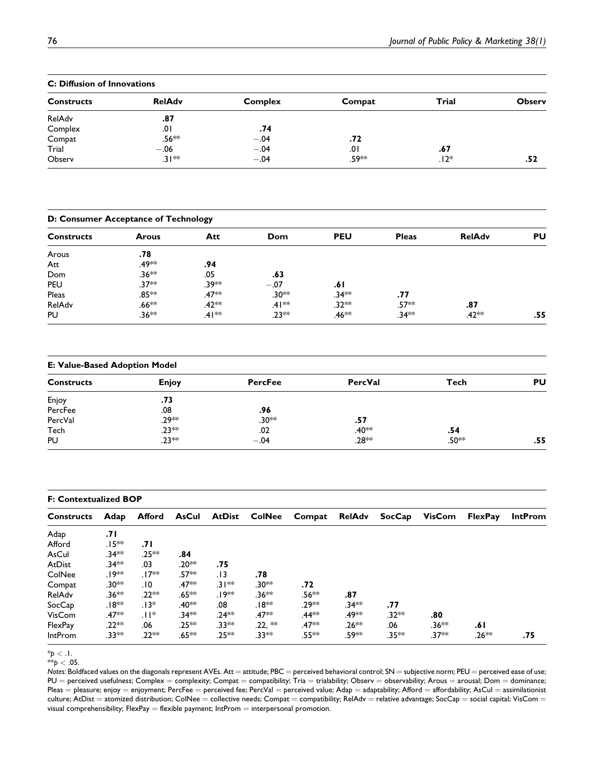**C: Diffusion of Innovations**

| Constructs | RelAdv | Complex | Compat | Trial | Observ |
|---|---|---|---|---|---|
| RelAdv | **.87** | | | | |
| Complex | .01 | **.74** | | | |
| Compat | .56** | −.04 | **.72** | | |
| Trial | −.06 | −.04 | .01 | **.67** | |
| Observ | .31** | −.04 | .59** | .12* | **.52** |

**D: Consumer Acceptance of Technology**

| Constructs | Arous | Att | Dom | PEU | Pleas | RelAdv | PU |
|---|---|---|---|---|---|---|---|
| Arous | **.78** | | | | | | |
| Att | .49** | **.94** | | | | | |
| Dom | .36** | .05 | **.63** | | | | |
| PEU | .37** | .39** | −.07 | **.61** | | | |
| Pleas | .85** | .47** | .30** | .34** | **.77** | | |
| RelAdv | .66** | .42** | .41** | .32** | .57** | **.87** | |
| PU | .36** | .41** | .23** | .46** | .34** | .42** | **.55** |

**E: Value-Based Adoption Model**

| Constructs | Enjoy | PercFee | PercVal | Tech | PU |
|---|---|---|---|---|---|
| Enjoy | **.73** | | | | |
| PercFee | .08 | **.96** | | | |
| PercVal | .29** | .30** | **.57** | | |
| Tech | .23** | .02 | .40** | **.54** | |
| PU | .23** | −.04 | .28** | .50** | **.55** |

**F: Contextualized BOP**

| Constructs | Adap | Afford | AsCul | AtDist | ColNee | Compat | RelAdv | SocCap | VisCom | FlexPay | IntProm |
|---|---|---|---|---|---|---|---|---|---|---|---|
| Adap | **.71** | | | | | | | | | | |
| Afford | .15** | **.71** | | | | | | | | | |
| AsCul | .34** | .25** | **.84** | | | | | | | | |
| AtDist | .34** | .03 | .20** | **.75** | | | | | | | |
| ColNee | .19** | .17** | .57** | .13 | **.78** | | | | | | |
| Compat | .30** | .10 | .47** | .31** | .30** | **.72** | | | | | |
| RelAdv | .36** | .22** | .65** | .19** | .36** | .56** | **.87** | | | | |
| SocCap | .18** | .13* | .40** | .08 | .18** | .29** | .34** | **.77** | | | |
| VisCom | .47** | .11* | .34** | .24** | .47** | .44** | .49** | .32** | **.80** | | |
| FlexPay | .22** | .06 | .25** | .33** | .22, ** | .47** | .26** | .06 | .36** | **.61** | |
| IntProm | .33** | .22** | .65** | .25** | .33** | .55** | .59** | .35** | .37** | .26** | **.75** |

*$p < .1$.
**$p < .05$.

*Notes:* Boldfaced values on the diagonals represent AVEs. Att = attitude; PBC = perceived behavioral control; SN = subjective norm; PEU = perceived ease of use; PU = perceived usefulness; Complex = complexity; Compat = compatibility; Tria = trialability; Observ = observability; Arous = arousal; Dom = dominance; Pleas = pleasure; enjoy = enjoyment; PercFee = perceived fee; PercVal = perceived value; Adap = adaptability; Afford = affordability; AsCul = assimilationist culture; AtDist = atomized distribution; ColNee = collective needs; Compat = compatibility; RelAdv = relative advantage; SocCap = social capital; VisCom = visual comprehensibility; FlexPay = flexible payment; IntProm = interpersonal promotion.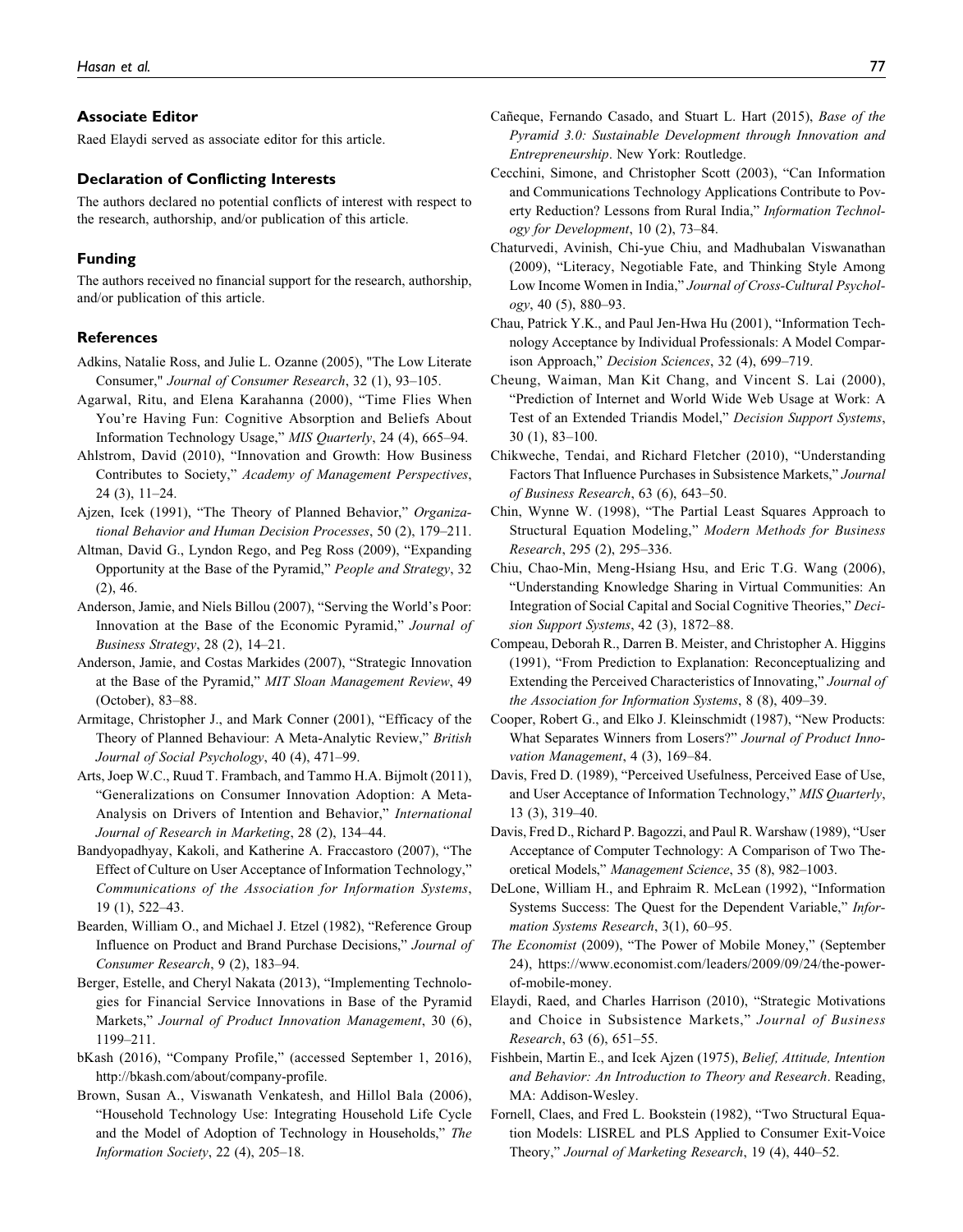### Associate Editor

Raed Elaydi served as associate editor for this article.

### Declaration of Conflicting Interests

The authors declared no potential conflicts of interest with respect to the research, authorship, and/or publication of this article.

### Funding

The authors received no financial support for the research, authorship, and/or publication of this article.

### References

Adkins, Natalie Ross, and Julie L. Ozanne (2005), "The Low Literate Consumer," *Journal of Consumer Research*, 32 (1), 93–105.

Agarwal, Ritu, and Elena Karahanna (2000), "Time Flies When You're Having Fun: Cognitive Absorption and Beliefs About Information Technology Usage," *MIS Quarterly*, 24 (4), 665–94.

Ahlstrom, David (2010), "Innovation and Growth: How Business Contributes to Society," *Academy of Management Perspectives*, 24 (3), 11–24.

Ajzen, Icek (1991), "The Theory of Planned Behavior," *Organizational Behavior and Human Decision Processes*, 50 (2), 179–211.

Altman, David G., Lyndon Rego, and Peg Ross (2009), "Expanding Opportunity at the Base of the Pyramid," *People and Strategy*, 32 (2), 46.

Anderson, Jamie, and Niels Billou (2007), "Serving the World's Poor: Innovation at the Base of the Economic Pyramid," *Journal of Business Strategy*, 28 (2), 14–21.

Anderson, Jamie, and Costas Markides (2007), "Strategic Innovation at the Base of the Pyramid," *MIT Sloan Management Review*, 49 (October), 83–88.

Armitage, Christopher J., and Mark Conner (2001), "Efficacy of the Theory of Planned Behaviour: A Meta-Analytic Review," *British Journal of Social Psychology*, 40 (4), 471–99.

Arts, Joep W.C., Ruud T. Frambach, and Tammo H.A. Bijmolt (2011), "Generalizations on Consumer Innovation Adoption: A Meta-Analysis on Drivers of Intention and Behavior," *International Journal of Research in Marketing*, 28 (2), 134–44.

Bandyopadhyay, Kakoli, and Katherine A. Fraccastoro (2007), "The Effect of Culture on User Acceptance of Information Technology," *Communications of the Association for Information Systems*, 19 (1), 522–43.

Bearden, William O., and Michael J. Etzel (1982), "Reference Group Influence on Product and Brand Purchase Decisions," *Journal of Consumer Research*, 9 (2), 183–94.

Berger, Estelle, and Cheryl Nakata (2013), "Implementing Technologies for Financial Service Innovations in Base of the Pyramid Markets," *Journal of Product Innovation Management*, 30 (6), 1199–211.

bKash (2016), "Company Profile," (accessed September 1, 2016), http://bkash.com/about/company-profile.

Brown, Susan A., Viswanath Venkatesh, and Hillol Bala (2006), "Household Technology Use: Integrating Household Life Cycle and the Model of Adoption of Technology in Households," *The Information Society*, 22 (4), 205–18.

Cañeque, Fernando Casado, and Stuart L. Hart (2015), *Base of the Pyramid 3.0: Sustainable Development through Innovation and Entrepreneurship*. New York: Routledge.

Cecchini, Simone, and Christopher Scott (2003), "Can Information and Communications Technology Applications Contribute to Poverty Reduction? Lessons from Rural India," *Information Technology for Development*, 10 (2), 73–84.

Chaturvedi, Avinish, Chi-yue Chiu, and Madhubalan Viswanathan (2009), "Literacy, Negotiable Fate, and Thinking Style Among Low Income Women in India," *Journal of Cross-Cultural Psychology*, 40 (5), 880–93.

Chau, Patrick Y.K., and Paul Jen-Hwa Hu (2001), "Information Technology Acceptance by Individual Professionals: A Model Comparison Approach," *Decision Sciences*, 32 (4), 699–719.

Cheung, Waiman, Man Kit Chang, and Vincent S. Lai (2000), "Prediction of Internet and World Wide Web Usage at Work: A Test of an Extended Triandis Model," *Decision Support Systems*, 30 (1), 83–100.

Chikweche, Tendai, and Richard Fletcher (2010), "Understanding Factors That Influence Purchases in Subsistence Markets," *Journal of Business Research*, 63 (6), 643–50.

Chin, Wynne W. (1998), "The Partial Least Squares Approach to Structural Equation Modeling," *Modern Methods for Business Research*, 295 (2), 295–336.

Chiu, Chao-Min, Meng-Hsiang Hsu, and Eric T.G. Wang (2006), "Understanding Knowledge Sharing in Virtual Communities: An Integration of Social Capital and Social Cognitive Theories," *Decision Support Systems*, 42 (3), 1872–88.

Compeau, Deborah R., Darren B. Meister, and Christopher A. Higgins (1991), "From Prediction to Explanation: Reconceptualizing and Extending the Perceived Characteristics of Innovating," *Journal of the Association for Information Systems*, 8 (8), 409–39.

Cooper, Robert G., and Elko J. Kleinschmidt (1987), "New Products: What Separates Winners from Losers?" *Journal of Product Innovation Management*, 4 (3), 169–84.

Davis, Fred D. (1989), "Perceived Usefulness, Perceived Ease of Use, and User Acceptance of Information Technology," *MIS Quarterly*, 13 (3), 319–40.

Davis, Fred D., Richard P. Bagozzi, and Paul R. Warshaw (1989), "User Acceptance of Computer Technology: A Comparison of Two Theoretical Models," *Management Science*, 35 (8), 982–1003.

DeLone, William H., and Ephraim R. McLean (1992), "Information Systems Success: The Quest for the Dependent Variable," *Information Systems Research*, 3(1), 60–95.

*The Economist* (2009), "The Power of Mobile Money," (September 24), https://www.economist.com/leaders/2009/09/24/the-power-of-mobile-money.

Elaydi, Raed, and Charles Harrison (2010), "Strategic Motivations and Choice in Subsistence Markets," *Journal of Business Research*, 63 (6), 651–55.

Fishbein, Martin E., and Icek Ajzen (1975), *Belief, Attitude, Intention and Behavior: An Introduction to Theory and Research*. Reading, MA: Addison-Wesley.

Fornell, Claes, and Fred L. Bookstein (1982), "Two Structural Equation Models: LISREL and PLS Applied to Consumer Exit-Voice Theory," *Journal of Marketing Research*, 19 (4), 440–52.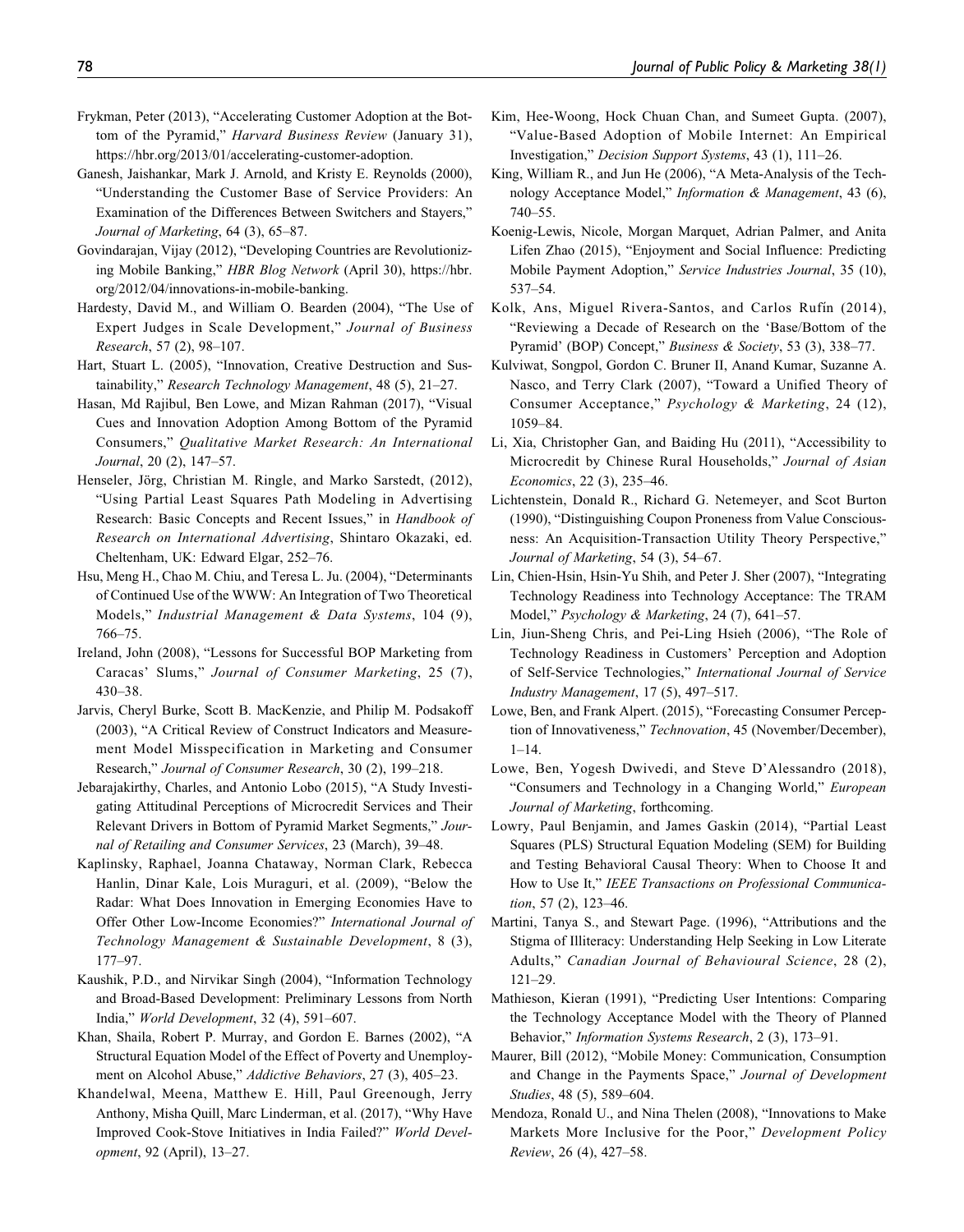Frykman, Peter (2013), "Accelerating Customer Adoption at the Bottom of the Pyramid," *Harvard Business Review* (January 31), https://hbr.org/2013/01/accelerating-customer-adoption.

Ganesh, Jaishankar, Mark J. Arnold, and Kristy E. Reynolds (2000), "Understanding the Customer Base of Service Providers: An Examination of the Differences Between Switchers and Stayers," *Journal of Marketing*, 64 (3), 65–87.

Govindarajan, Vijay (2012), "Developing Countries are Revolutionizing Mobile Banking," *HBR Blog Network* (April 30), https://hbr.org/2012/04/innovations-in-mobile-banking.

Hardesty, David M., and William O. Bearden (2004), "The Use of Expert Judges in Scale Development," *Journal of Business Research*, 57 (2), 98–107.

Hart, Stuart L. (2005), "Innovation, Creative Destruction and Sustainability," *Research Technology Management*, 48 (5), 21–27.

Hasan, Md Rajibul, Ben Lowe, and Mizan Rahman (2017), "Visual Cues and Innovation Adoption Among Bottom of the Pyramid Consumers," *Qualitative Market Research: An International Journal*, 20 (2), 147–57.

Henseler, Jörg, Christian M. Ringle, and Marko Sarstedt, (2012), "Using Partial Least Squares Path Modeling in Advertising Research: Basic Concepts and Recent Issues," in *Handbook of Research on International Advertising*, Shintaro Okazaki, ed. Cheltenham, UK: Edward Elgar, 252–76.

Hsu, Meng H., Chao M. Chiu, and Teresa L. Ju. (2004), "Determinants of Continued Use of the WWW: An Integration of Two Theoretical Models," *Industrial Management & Data Systems*, 104 (9), 766–75.

Ireland, John (2008), "Lessons for Successful BOP Marketing from Caracas' Slums," *Journal of Consumer Marketing*, 25 (7), 430–38.

Jarvis, Cheryl Burke, Scott B. MacKenzie, and Philip M. Podsakoff (2003), "A Critical Review of Construct Indicators and Measurement Model Misspecification in Marketing and Consumer Research," *Journal of Consumer Research*, 30 (2), 199–218.

Jebarajakirthy, Charles, and Antonio Lobo (2015), "A Study Investigating Attitudinal Perceptions of Microcredit Services and Their Relevant Drivers in Bottom of Pyramid Market Segments," *Journal of Retailing and Consumer Services*, 23 (March), 39–48.

Kaplinsky, Raphael, Joanna Chataway, Norman Clark, Rebecca Hanlin, Dinar Kale, Lois Muraguri, et al. (2009), "Below the Radar: What Does Innovation in Emerging Economies Have to Offer Other Low-Income Economies?" *International Journal of Technology Management & Sustainable Development*, 8 (3), 177–97.

Kaushik, P.D., and Nirvikar Singh (2004), "Information Technology and Broad-Based Development: Preliminary Lessons from North India," *World Development*, 32 (4), 591–607.

Khan, Shaila, Robert P. Murray, and Gordon E. Barnes (2002), "A Structural Equation Model of the Effect of Poverty and Unemployment on Alcohol Abuse," *Addictive Behaviors*, 27 (3), 405–23.

Khandelwal, Meena, Matthew E. Hill, Paul Greenough, Jerry Anthony, Misha Quill, Marc Linderman, et al. (2017), "Why Have Improved Cook-Stove Initiatives in India Failed?" *World Development*, 92 (April), 13–27.

Kim, Hee-Woong, Hock Chuan Chan, and Sumeet Gupta. (2007), "Value-Based Adoption of Mobile Internet: An Empirical Investigation," *Decision Support Systems*, 43 (1), 111–26.

King, William R., and Jun He (2006), "A Meta-Analysis of the Technology Acceptance Model," *Information & Management*, 43 (6), 740–55.

Koenig-Lewis, Nicole, Morgan Marquet, Adrian Palmer, and Anita Lifen Zhao (2015), "Enjoyment and Social Influence: Predicting Mobile Payment Adoption," *Service Industries Journal*, 35 (10), 537–54.

Kolk, Ans, Miguel Rivera-Santos, and Carlos Rufín (2014), "Reviewing a Decade of Research on the 'Base/Bottom of the Pyramid' (BOP) Concept," *Business & Society*, 53 (3), 338–77.

Kulviwat, Songpol, Gordon C. Bruner II, Anand Kumar, Suzanne A. Nasco, and Terry Clark (2007), "Toward a Unified Theory of Consumer Acceptance," *Psychology & Marketing*, 24 (12), 1059–84.

Li, Xia, Christopher Gan, and Baiding Hu (2011), "Accessibility to Microcredit by Chinese Rural Households," *Journal of Asian Economics*, 22 (3), 235–46.

Lichtenstein, Donald R., Richard G. Netemeyer, and Scot Burton (1990), "Distinguishing Coupon Proneness from Value Consciousness: An Acquisition-Transaction Utility Theory Perspective," *Journal of Marketing*, 54 (3), 54–67.

Lin, Chien-Hsin, Hsin-Yu Shih, and Peter J. Sher (2007), "Integrating Technology Readiness into Technology Acceptance: The TRAM Model," *Psychology & Marketing*, 24 (7), 641–57.

Lin, Jiun-Sheng Chris, and Pei-Ling Hsieh (2006), "The Role of Technology Readiness in Customers' Perception and Adoption of Self-Service Technologies," *International Journal of Service Industry Management*, 17 (5), 497–517.

Lowe, Ben, and Frank Alpert. (2015), "Forecasting Consumer Perception of Innovativeness," *Technovation*, 45 (November/December), 1–14.

Lowe, Ben, Yogesh Dwivedi, and Steve D'Alessandro (2018), "Consumers and Technology in a Changing World," *European Journal of Marketing*, forthcoming.

Lowry, Paul Benjamin, and James Gaskin (2014), "Partial Least Squares (PLS) Structural Equation Modeling (SEM) for Building and Testing Behavioral Causal Theory: When to Choose It and How to Use It," *IEEE Transactions on Professional Communication*, 57 (2), 123–46.

Martini, Tanya S., and Stewart Page. (1996), "Attributions and the Stigma of Illiteracy: Understanding Help Seeking in Low Literate Adults," *Canadian Journal of Behavioural Science*, 28 (2), 121–29.

Mathieson, Kieran (1991), "Predicting User Intentions: Comparing the Technology Acceptance Model with the Theory of Planned Behavior," *Information Systems Research*, 2 (3), 173–91.

Maurer, Bill (2012), "Mobile Money: Communication, Consumption and Change in the Payments Space," *Journal of Development Studies*, 48 (5), 589–604.

Mendoza, Ronald U., and Nina Thelen (2008), "Innovations to Make Markets More Inclusive for the Poor," *Development Policy Review*, 26 (4), 427–58.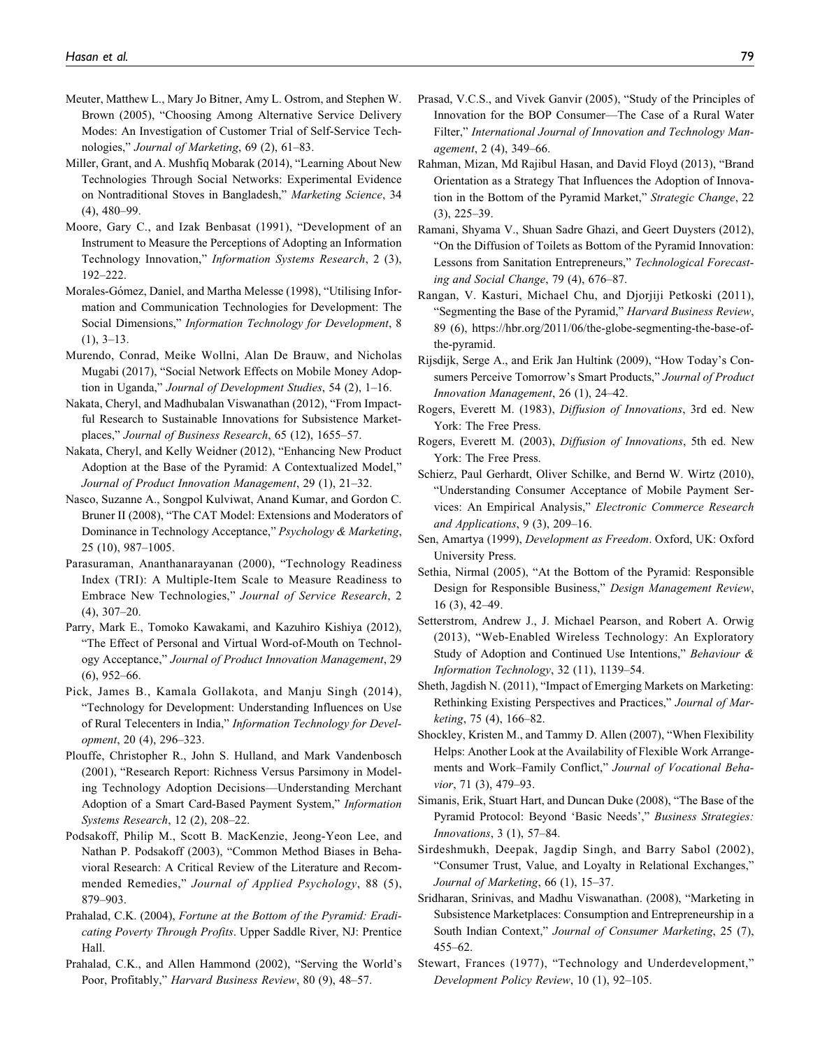Meuter, Matthew L., Mary Jo Bitner, Amy L. Ostrom, and Stephen W. Brown (2005), "Choosing Among Alternative Service Delivery Modes: An Investigation of Customer Trial of Self-Service Technologies," *Journal of Marketing*, 69 (2), 61–83.

Miller, Grant, and A. Mushfiq Mobarak (2014), "Learning About New Technologies Through Social Networks: Experimental Evidence on Nontraditional Stoves in Bangladesh," *Marketing Science*, 34 (4), 480–99.

Moore, Gary C., and Izak Benbasat (1991), "Development of an Instrument to Measure the Perceptions of Adopting an Information Technology Innovation," *Information Systems Research*, 2 (3), 192–222.

Morales-Gómez, Daniel, and Martha Melesse (1998), "Utilising Information and Communication Technologies for Development: The Social Dimensions," *Information Technology for Development*, 8 (1), 3–13.

Murendo, Conrad, Meike Wollni, Alan De Brauw, and Nicholas Mugabi (2017), "Social Network Effects on Mobile Money Adoption in Uganda," *Journal of Development Studies*, 54 (2), 1–16.

Nakata, Cheryl, and Madhubalan Viswanathan (2012), "From Impactful Research to Sustainable Innovations for Subsistence Marketplaces," *Journal of Business Research*, 65 (12), 1655–57.

Nakata, Cheryl, and Kelly Weidner (2012), "Enhancing New Product Adoption at the Base of the Pyramid: A Contextualized Model," *Journal of Product Innovation Management*, 29 (1), 21–32.

Nasco, Suzanne A., Songpol Kulviwat, Anand Kumar, and Gordon C. Bruner II (2008), "The CAT Model: Extensions and Moderators of Dominance in Technology Acceptance," *Psychology & Marketing*, 25 (10), 987–1005.

Parasuraman, Ananthanarayanan (2000), "Technology Readiness Index (TRI): A Multiple-Item Scale to Measure Readiness to Embrace New Technologies," *Journal of Service Research*, 2 (4), 307–20.

Parry, Mark E., Tomoko Kawakami, and Kazuhiro Kishiya (2012), "The Effect of Personal and Virtual Word-of-Mouth on Technology Acceptance," *Journal of Product Innovation Management*, 29 (6), 952–66.

Pick, James B., Kamala Gollakota, and Manju Singh (2014), "Technology for Development: Understanding Influences on Use of Rural Telecenters in India," *Information Technology for Development*, 20 (4), 296–323.

Plouffe, Christopher R., John S. Hulland, and Mark Vandenbosch (2001), "Research Report: Richness Versus Parsimony in Modeling Technology Adoption Decisions—Understanding Merchant Adoption of a Smart Card-Based Payment System," *Information Systems Research*, 12 (2), 208–22.

Podsakoff, Philip M., Scott B. MacKenzie, Jeong-Yeon Lee, and Nathan P. Podsakoff (2003), "Common Method Biases in Behavioral Research: A Critical Review of the Literature and Recommended Remedies," *Journal of Applied Psychology*, 88 (5), 879–903.

Prahalad, C.K. (2004), *Fortune at the Bottom of the Pyramid: Eradicating Poverty Through Profits*. Upper Saddle River, NJ: Prentice Hall.

Prahalad, C.K., and Allen Hammond (2002), "Serving the World's Poor, Profitably," *Harvard Business Review*, 80 (9), 48–57.

Prasad, V.C.S., and Vivek Ganvir (2005), "Study of the Principles of Innovation for the BOP Consumer—The Case of a Rural Water Filter," *International Journal of Innovation and Technology Management*, 2 (4), 349–66.

Rahman, Mizan, Md Rajibul Hasan, and David Floyd (2013), "Brand Orientation as a Strategy That Influences the Adoption of Innovation in the Bottom of the Pyramid Market," *Strategic Change*, 22 (3), 225–39.

Ramani, Shyama V., Shuan Sadre Ghazi, and Geert Duysters (2012), "On the Diffusion of Toilets as Bottom of the Pyramid Innovation: Lessons from Sanitation Entrepreneurs," *Technological Forecasting and Social Change*, 79 (4), 676–87.

Rangan, V. Kasturi, Michael Chu, and Djorjiji Petkoski (2011), "Segmenting the Base of the Pyramid," *Harvard Business Review*, 89 (6), https://hbr.org/2011/06/the-globe-segmenting-the-base-of-the-pyramid.

Rijsdijk, Serge A., and Erik Jan Hultink (2009), "How Today's Consumers Perceive Tomorrow's Smart Products," *Journal of Product Innovation Management*, 26 (1), 24–42.

Rogers, Everett M. (1983), *Diffusion of Innovations*, 3rd ed. New York: The Free Press.

Rogers, Everett M. (2003), *Diffusion of Innovations*, 5th ed. New York: The Free Press.

Schierz, Paul Gerhardt, Oliver Schilke, and Bernd W. Wirtz (2010), "Understanding Consumer Acceptance of Mobile Payment Services: An Empirical Analysis," *Electronic Commerce Research and Applications*, 9 (3), 209–16.

Sen, Amartya (1999), *Development as Freedom*. Oxford, UK: Oxford University Press.

Sethia, Nirmal (2005), "At the Bottom of the Pyramid: Responsible Design for Responsible Business," *Design Management Review*, 16 (3), 42–49.

Setterstrom, Andrew J., J. Michael Pearson, and Robert A. Orwig (2013), "Web-Enabled Wireless Technology: An Exploratory Study of Adoption and Continued Use Intentions," *Behaviour & Information Technology*, 32 (11), 1139–54.

Sheth, Jagdish N. (2011), "Impact of Emerging Markets on Marketing: Rethinking Existing Perspectives and Practices," *Journal of Marketing*, 75 (4), 166–82.

Shockley, Kristen M., and Tammy D. Allen (2007), "When Flexibility Helps: Another Look at the Availability of Flexible Work Arrangements and Work–Family Conflict," *Journal of Vocational Behavior*, 71 (3), 479–93.

Simanis, Erik, Stuart Hart, and Duncan Duke (2008), "The Base of the Pyramid Protocol: Beyond 'Basic Needs'," *Business Strategies: Innovations*, 3 (1), 57–84.

Sirdeshmukh, Deepak, Jagdip Singh, and Barry Sabol (2002), "Consumer Trust, Value, and Loyalty in Relational Exchanges," *Journal of Marketing*, 66 (1), 15–37.

Sridharan, Srinivas, and Madhu Viswanathan. (2008), "Marketing in Subsistence Marketplaces: Consumption and Entrepreneurship in a South Indian Context," *Journal of Consumer Marketing*, 25 (7), 455–62.

Stewart, Frances (1977), "Technology and Underdevelopment," *Development Policy Review*, 10 (1), 92–105.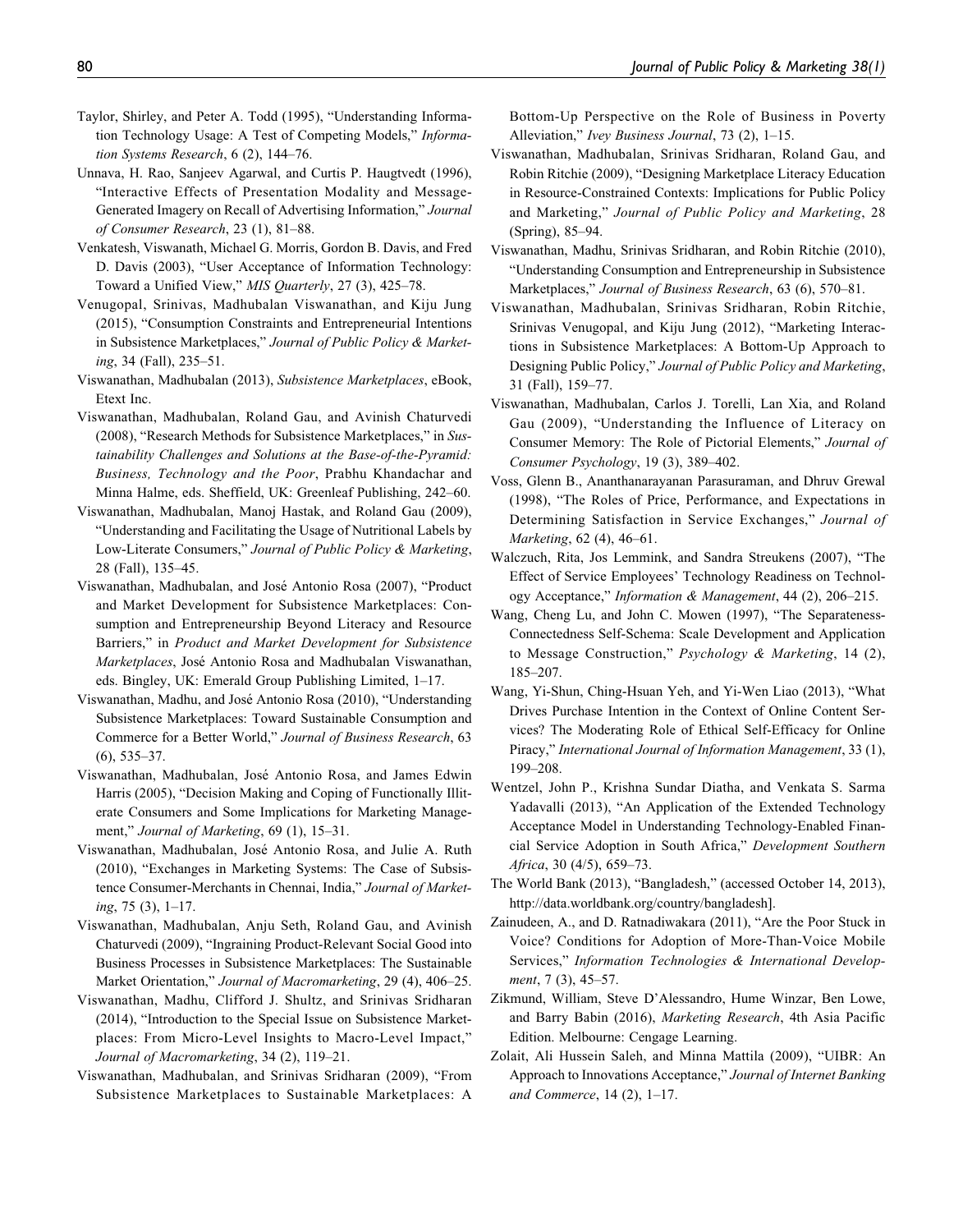Taylor, Shirley, and Peter A. Todd (1995), "Understanding Information Technology Usage: A Test of Competing Models," *Information Systems Research*, 6 (2), 144–76.

Unnava, H. Rao, Sanjeev Agarwal, and Curtis P. Haugtvedt (1996), "Interactive Effects of Presentation Modality and Message-Generated Imagery on Recall of Advertising Information," *Journal of Consumer Research*, 23 (1), 81–88.

Venkatesh, Viswanath, Michael G. Morris, Gordon B. Davis, and Fred D. Davis (2003), "User Acceptance of Information Technology: Toward a Unified View," *MIS Quarterly*, 27 (3), 425–78.

Venugopal, Srinivas, Madhubalan Viswanathan, and Kiju Jung (2015), "Consumption Constraints and Entrepreneurial Intentions in Subsistence Marketplaces," *Journal of Public Policy & Marketing*, 34 (Fall), 235–51.

Viswanathan, Madhubalan (2013), *Subsistence Marketplaces*, eBook, Etext Inc.

Viswanathan, Madhubalan, Roland Gau, and Avinish Chaturvedi (2008), "Research Methods for Subsistence Marketplaces," in *Sustainability Challenges and Solutions at the Base-of-the-Pyramid: Business, Technology and the Poor*, Prabhu Khandachar and Minna Halme, eds. Sheffield, UK: Greenleaf Publishing, 242–60.

Viswanathan, Madhubalan, Manoj Hastak, and Roland Gau (2009), "Understanding and Facilitating the Usage of Nutritional Labels by Low-Literate Consumers," *Journal of Public Policy & Marketing*, 28 (Fall), 135–45.

Viswanathan, Madhubalan, and José Antonio Rosa (2007), "Product and Market Development for Subsistence Marketplaces: Consumption and Entrepreneurship Beyond Literacy and Resource Barriers," in *Product and Market Development for Subsistence Marketplaces*, José Antonio Rosa and Madhubalan Viswanathan, eds. Bingley, UK: Emerald Group Publishing Limited, 1–17.

Viswanathan, Madhu, and José Antonio Rosa (2010), "Understanding Subsistence Marketplaces: Toward Sustainable Consumption and Commerce for a Better World," *Journal of Business Research*, 63 (6), 535–37.

Viswanathan, Madhubalan, José Antonio Rosa, and James Edwin Harris (2005), "Decision Making and Coping of Functionally Illiterate Consumers and Some Implications for Marketing Management," *Journal of Marketing*, 69 (1), 15–31.

Viswanathan, Madhubalan, José Antonio Rosa, and Julie A. Ruth (2010), "Exchanges in Marketing Systems: The Case of Subsistence Consumer-Merchants in Chennai, India," *Journal of Marketing*, 75 (3), 1–17.

Viswanathan, Madhubalan, Anju Seth, Roland Gau, and Avinish Chaturvedi (2009), "Ingraining Product-Relevant Social Good into Business Processes in Subsistence Marketplaces: The Sustainable Market Orientation," *Journal of Macromarketing*, 29 (4), 406–25.

Viswanathan, Madhu, Clifford J. Shultz, and Srinivas Sridharan (2014), "Introduction to the Special Issue on Subsistence Marketplaces: From Micro-Level Insights to Macro-Level Impact," *Journal of Macromarketing*, 34 (2), 119–21.

Viswanathan, Madhubalan, and Srinivas Sridharan (2009), "From Subsistence Marketplaces to Sustainable Marketplaces: A Bottom-Up Perspective on the Role of Business in Poverty Alleviation," *Ivey Business Journal*, 73 (2), 1–15.

Viswanathan, Madhubalan, Srinivas Sridharan, Roland Gau, and Robin Ritchie (2009), "Designing Marketplace Literacy Education in Resource-Constrained Contexts: Implications for Public Policy and Marketing," *Journal of Public Policy and Marketing*, 28 (Spring), 85–94.

Viswanathan, Madhu, Srinivas Sridharan, and Robin Ritchie (2010), "Understanding Consumption and Entrepreneurship in Subsistence Marketplaces," *Journal of Business Research*, 63 (6), 570–81.

Viswanathan, Madhubalan, Srinivas Sridharan, Robin Ritchie, Srinivas Venugopal, and Kiju Jung (2012), "Marketing Interactions in Subsistence Marketplaces: A Bottom-Up Approach to Designing Public Policy," *Journal of Public Policy and Marketing*, 31 (Fall), 159–77.

Viswanathan, Madhubalan, Carlos J. Torelli, Lan Xia, and Roland Gau (2009), "Understanding the Influence of Literacy on Consumer Memory: The Role of Pictorial Elements," *Journal of Consumer Psychology*, 19 (3), 389–402.

Voss, Glenn B., Ananthanarayanan Parasuraman, and Dhruv Grewal (1998), "The Roles of Price, Performance, and Expectations in Determining Satisfaction in Service Exchanges," *Journal of Marketing*, 62 (4), 46–61.

Walczuch, Rita, Jos Lemmink, and Sandra Streukens (2007), "The Effect of Service Employees' Technology Readiness on Technology Acceptance," *Information & Management*, 44 (2), 206–215.

Wang, Cheng Lu, and John C. Mowen (1997), "The Separateness-Connectedness Self-Schema: Scale Development and Application to Message Construction," *Psychology & Marketing*, 14 (2), 185–207.

Wang, Yi-Shun, Ching-Hsuan Yeh, and Yi-Wen Liao (2013), "What Drives Purchase Intention in the Context of Online Content Services? The Moderating Role of Ethical Self-Efficacy for Online Piracy," *International Journal of Information Management*, 33 (1), 199–208.

Wentzel, John P., Krishna Sundar Diatha, and Venkata S. Sarma Yadavalli (2013), "An Application of the Extended Technology Acceptance Model in Understanding Technology-Enabled Financial Service Adoption in South Africa," *Development Southern Africa*, 30 (4/5), 659–73.

The World Bank (2013), "Bangladesh," (accessed October 14, 2013), http://data.worldbank.org/country/bangladesh].

Zainudeen, A., and D. Ratnadiwakara (2011), "Are the Poor Stuck in Voice? Conditions for Adoption of More-Than-Voice Mobile Services," *Information Technologies & International Development*, 7 (3), 45–57.

Zikmund, William, Steve D'Alessandro, Hume Winzar, Ben Lowe, and Barry Babin (2016), *Marketing Research*, 4th Asia Pacific Edition. Melbourne: Cengage Learning.

Zolait, Ali Hussein Saleh, and Minna Mattila (2009), "UIBR: An Approach to Innovations Acceptance," *Journal of Internet Banking and Commerce*, 14 (2), 1–17.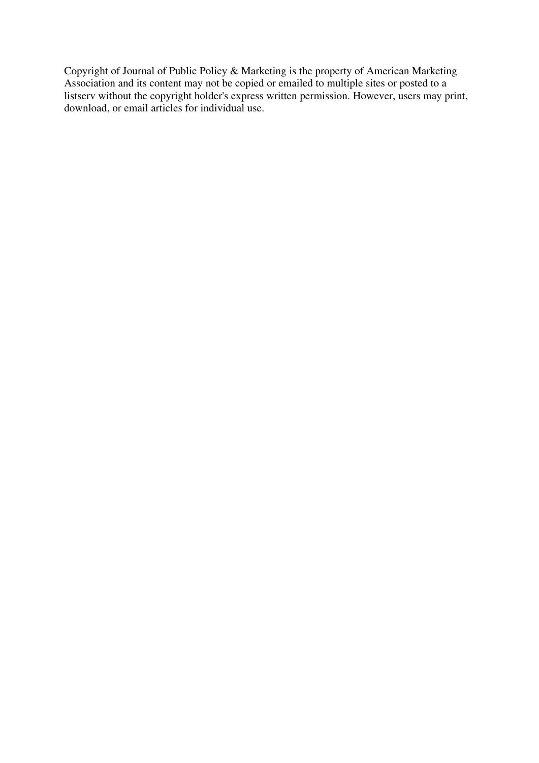Copyright of Journal of Public Policy & Marketing is the property of American Marketing Association and its content may not be copied or emailed to multiple sites or posted to a listserv without the copyright holder's express written permission. However, users may print, download, or email articles for individual use.